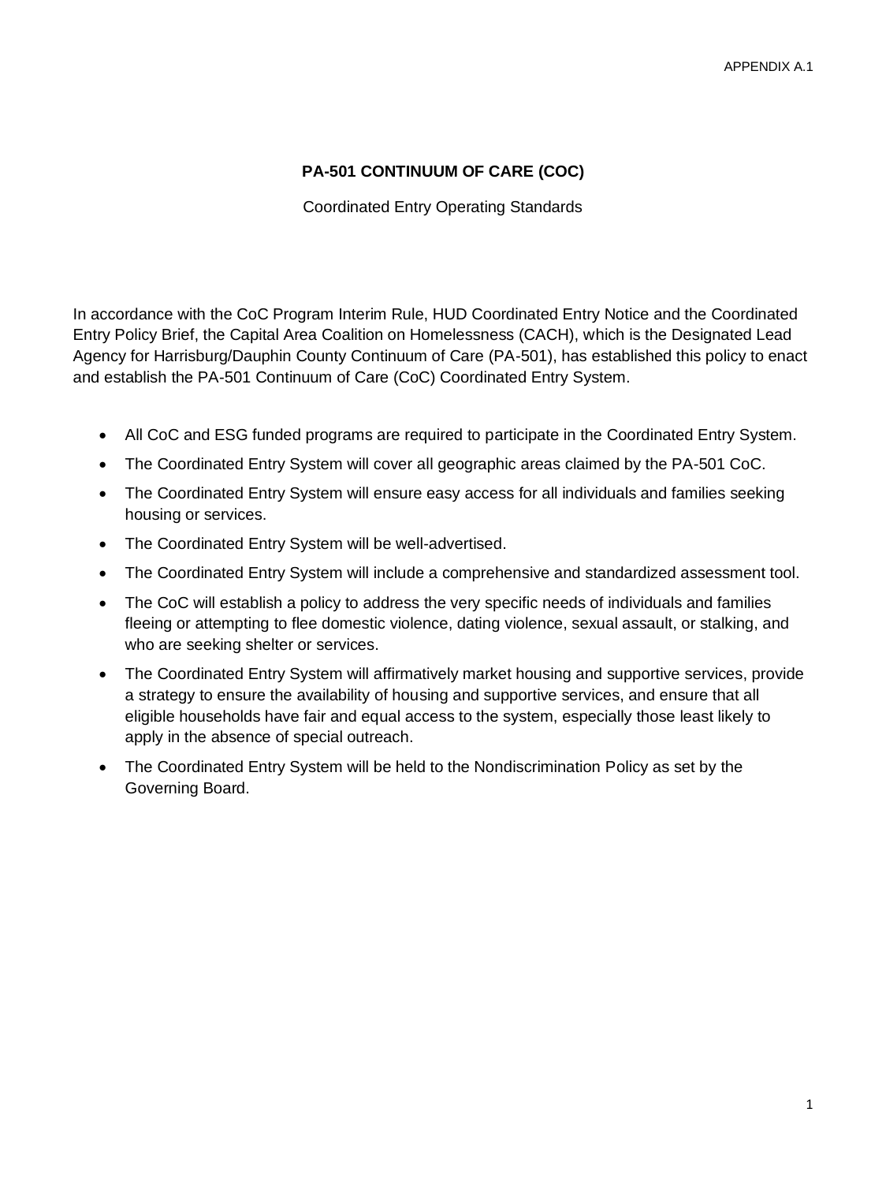APPENDIX A.1

# PA-501 CONTINUUM OF CARE (COC)

Coordinated Entry Operating Standards

In accordance with the CoC Program Interim Rule, HUD Coordinated Entry Notice and the Coordinated Entry Policy Brief, the Capital Area Coalition on Homelessness (CACH), which is the Designated Lead Agency for Harrisburg/Dauphin County Continuum of Care (PA-501), has established this policy to enact and establish the PA-501 Continuum of Care (CoC) Coordinated Entry System.

- All CoC and ESG funded programs are required to participate in the Coordinated Entry System.
- The Coordinated Entry System will cover all geographic areas claimed by the PA-501 CoC.
- The Coordinated Entry System will ensure easy access for all individuals and families seeking housing or services.
- The Coordinated Entry System will be well-advertised.
- The Coordinated Entry System will include a comprehensive and standardized assessment tool.
- The CoC will establish a policy to address the very specific needs of individuals and families fleeing or attempting to flee domestic violence, dating violence, sexual assault, or stalking, and who are seeking shelter or services.
- The Coordinated Entry System will affirmatively market housing and supportive services, provide a strategy to ensure the availability of housing and supportive services, and ensure that all eligible households have fair and equal access to the system, especially those least likely to apply in the absence of special outreach.
- The Coordinated Entry System will be held to the Nondiscrimination Policy as set by the Governing Board.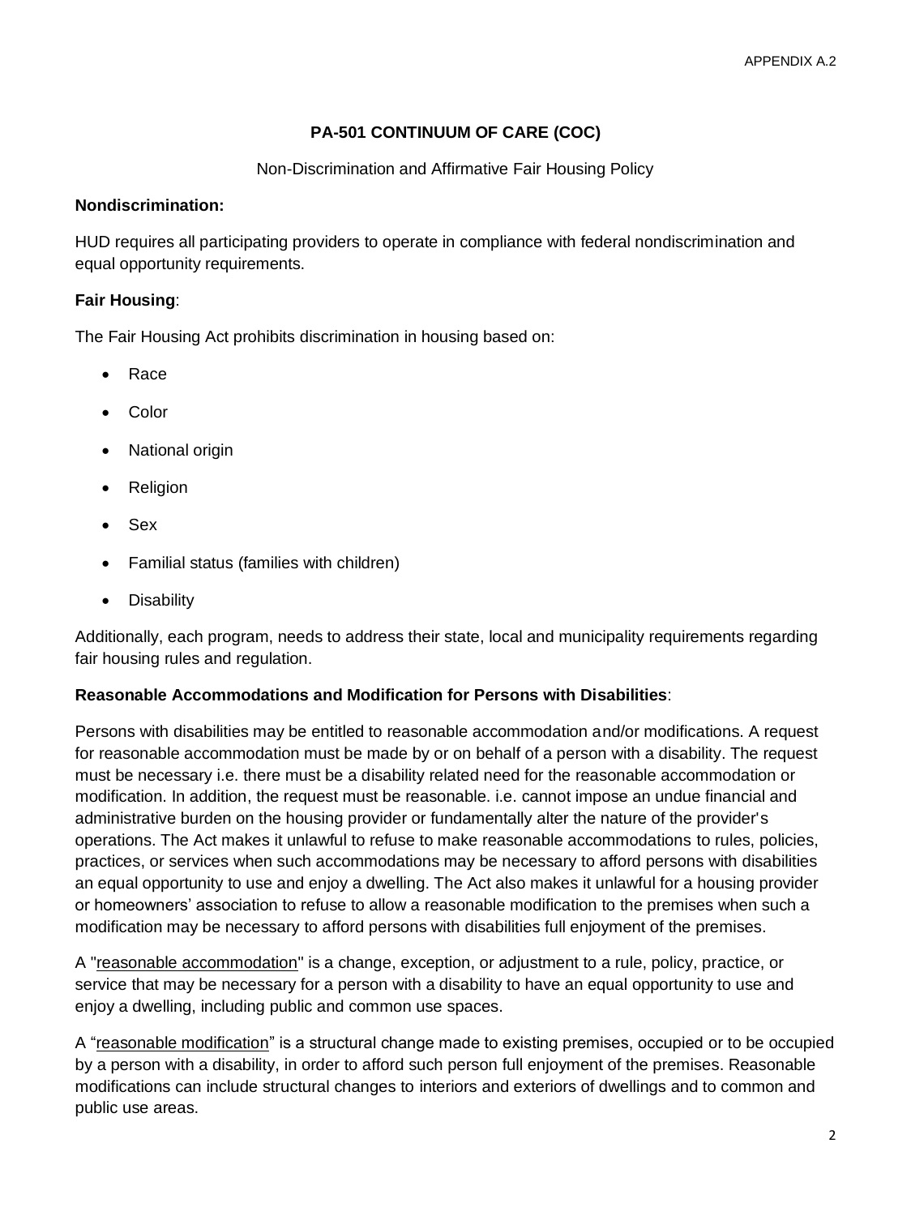APPENDIX A.2

## PA-501 CONTINUUM OF CARE (COC)

Non-Discrimination and Affirmative Fair Housing Policy

**Nondiscrimination:**

HUD requires all participating providers to operate in compliance with federal nondiscrimination and equal opportunity requirements.

**Fair Housing**:

The Fair Housing Act prohibits discrimination in housing based on:

- Race
- Color
- National origin
- Religion
- Sex
- Familial status (families with children)
- Disability

Additionally, each program, needs to address their state, local and municipality requirements regarding fair housing rules and regulation.

**Reasonable Accommodations and Modification for Persons with Disabilities**:

Persons with disabilities may be entitled to reasonable accommodation and/or modifications. A request for reasonable accommodation must be made by or on behalf of a person with a disability. The request must be necessary i.e. there must be a disability related need for the reasonable accommodation or modification. In addition, the request must be reasonable. i.e. cannot impose an undue financial and administrative burden on the housing provider or fundamentally alter the nature of the provider's operations. The Act makes it unlawful to refuse to make reasonable accommodations to rules, policies, practices, or services when such accommodations may be necessary to afford persons with disabilities an equal opportunity to use and enjoy a dwelling. The Act also makes it unlawful for a housing provider or homeowners' association to refuse to allow a reasonable modification to the premises when such a modification may be necessary to afford persons with disabilities full enjoyment of the premises.

A "reasonable accommodation" is a change, exception, or adjustment to a rule, policy, practice, or service that may be necessary for a person with a disability to have an equal opportunity to use and enjoy a dwelling, including public and common use spaces.

A "reasonable modification" is a structural change made to existing premises, occupied or to be occupied by a person with a disability, in order to afford such person full enjoyment of the premises. Reasonable modifications can include structural changes to interiors and exteriors of dwellings and to common and public use areas.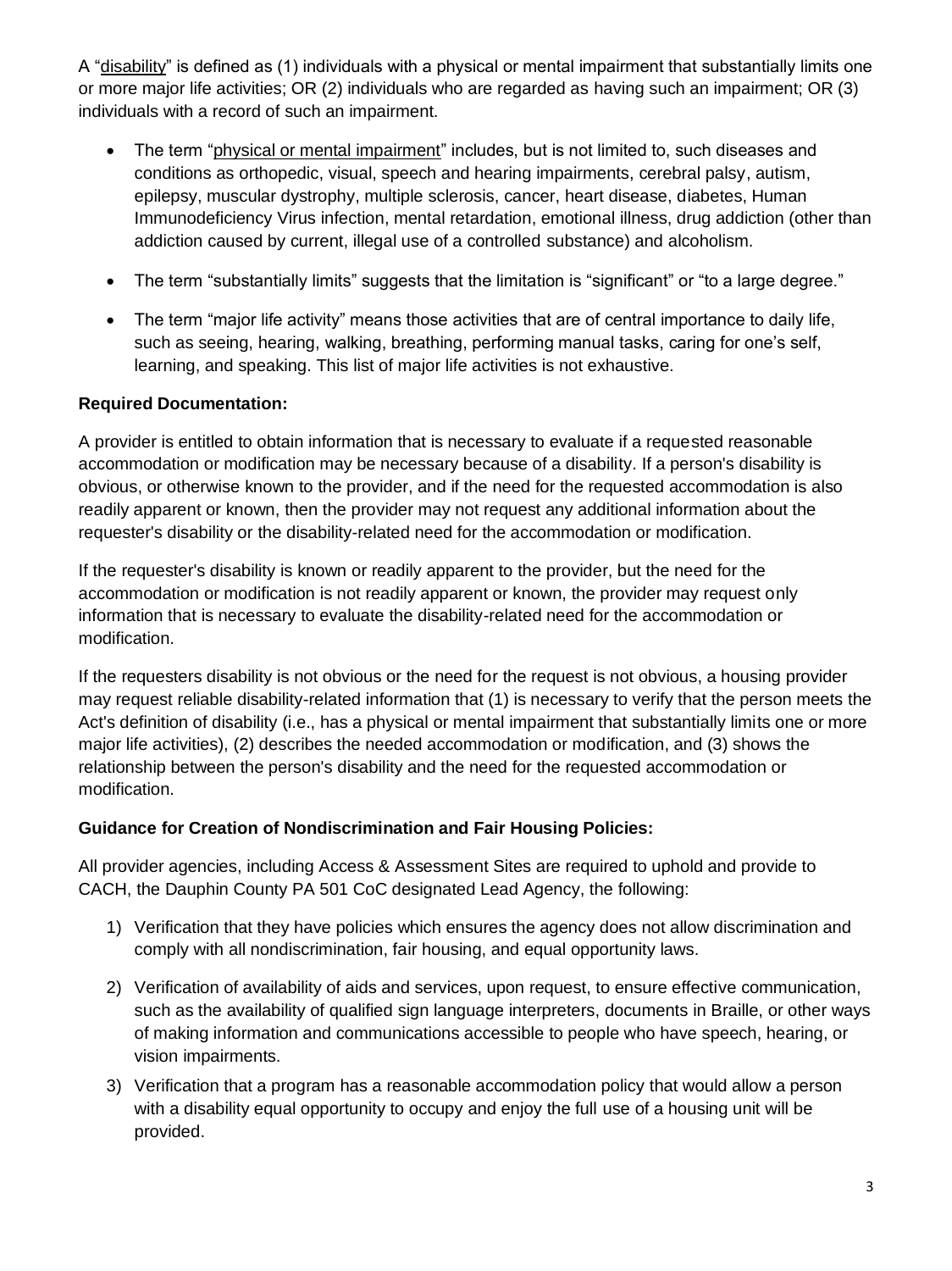A "disability" is defined as (1) individuals with a physical or mental impairment that substantially limits one or more major life activities; OR (2) individuals who are regarded as having such an impairment; OR (3) individuals with a record of such an impairment.

- The term "physical or mental impairment" includes, but is not limited to, such diseases and conditions as orthopedic, visual, speech and hearing impairments, cerebral palsy, autism, epilepsy, muscular dystrophy, multiple sclerosis, cancer, heart disease, diabetes, Human Immunodeficiency Virus infection, mental retardation, emotional illness, drug addiction (other than addiction caused by current, illegal use of a controlled substance) and alcoholism.
- The term "substantially limits" suggests that the limitation is "significant" or "to a large degree."
- The term "major life activity" means those activities that are of central importance to daily life, such as seeing, hearing, walking, breathing, performing manual tasks, caring for one's self, learning, and speaking. This list of major life activities is not exhaustive.

**Required Documentation:**

A provider is entitled to obtain information that is necessary to evaluate if a requested reasonable accommodation or modification may be necessary because of a disability. If a person's disability is obvious, or otherwise known to the provider, and if the need for the requested accommodation is also readily apparent or known, then the provider may not request any additional information about the requester's disability or the disability-related need for the accommodation or modification.

If the requester's disability is known or readily apparent to the provider, but the need for the accommodation or modification is not readily apparent or known, the provider may request only information that is necessary to evaluate the disability-related need for the accommodation or modification.

If the requesters disability is not obvious or the need for the request is not obvious, a housing provider may request reliable disability-related information that (1) is necessary to verify that the person meets the Act's definition of disability (i.e., has a physical or mental impairment that substantially limits one or more major life activities), (2) describes the needed accommodation or modification, and (3) shows the relationship between the person's disability and the need for the requested accommodation or modification.

**Guidance for Creation of Nondiscrimination and Fair Housing Policies:**

All provider agencies, including Access & Assessment Sites are required to uphold and provide to CACH, the Dauphin County PA 501 CoC designated Lead Agency, the following:

1) Verification that they have policies which ensures the agency does not allow discrimination and comply with all nondiscrimination, fair housing, and equal opportunity laws.
2) Verification of availability of aids and services, upon request, to ensure effective communication, such as the availability of qualified sign language interpreters, documents in Braille, or other ways of making information and communications accessible to people who have speech, hearing, or vision impairments.
3) Verification that a program has a reasonable accommodation policy that would allow a person with a disability equal opportunity to occupy and enjoy the full use of a housing unit will be provided.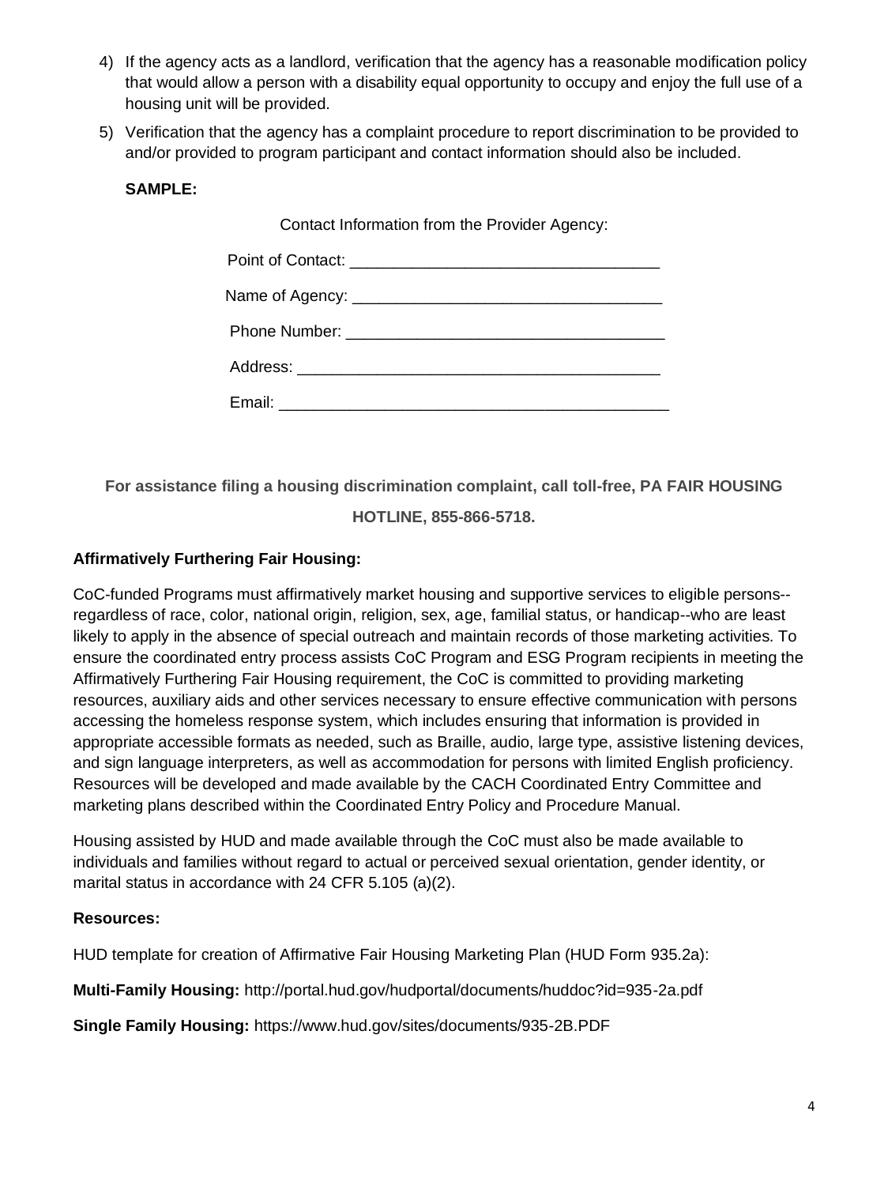4) If the agency acts as a landlord, verification that the agency has a reasonable modification policy that would allow a person with a disability equal opportunity to occupy and enjoy the full use of a housing unit will be provided.

5) Verification that the agency has a complaint procedure to report discrimination to be provided to and/or provided to program participant and contact information should also be included.

**SAMPLE:**

Contact Information from the Provider Agency:

Point of Contact: ___________________________________

Name of Agency: ___________________________________

Phone Number: ___________________________________

Address: ________________________________________

Email: ___________________________________________

**For assistance filing a housing discrimination complaint, call toll-free, PA FAIR HOUSING HOTLINE, 855-866-5718.**

**Affirmatively Furthering Fair Housing:**

CoC-funded Programs must affirmatively market housing and supportive services to eligible persons--regardless of race, color, national origin, religion, sex, age, familial status, or handicap--who are least likely to apply in the absence of special outreach and maintain records of those marketing activities. To ensure the coordinated entry process assists CoC Program and ESG Program recipients in meeting the Affirmatively Furthering Fair Housing requirement, the CoC is committed to providing marketing resources, auxiliary aids and other services necessary to ensure effective communication with persons accessing the homeless response system, which includes ensuring that information is provided in appropriate accessible formats as needed, such as Braille, audio, large type, assistive listening devices, and sign language interpreters, as well as accommodation for persons with limited English proficiency. Resources will be developed and made available by the CACH Coordinated Entry Committee and marketing plans described within the Coordinated Entry Policy and Procedure Manual.

Housing assisted by HUD and made available through the CoC must also be made available to individuals and families without regard to actual or perceived sexual orientation, gender identity, or marital status in accordance with 24 CFR 5.105 (a)(2).

**Resources:**

HUD template for creation of Affirmative Fair Housing Marketing Plan (HUD Form 935.2a):

**Multi-Family Housing:** http://portal.hud.gov/hudportal/documents/huddoc?id=935-2a.pdf

**Single Family Housing:** https://www.hud.gov/sites/documents/935-2B.PDF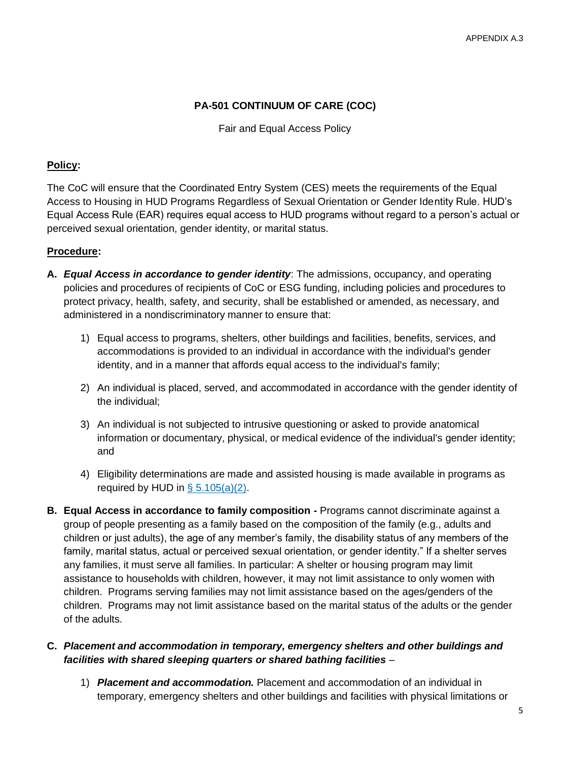## PA-501 CONTINUUM OF CARE (COC)

Fair and Equal Access Policy

**Policy:**

The CoC will ensure that the Coordinated Entry System (CES) meets the requirements of the Equal Access to Housing in HUD Programs Regardless of Sexual Orientation or Gender Identity Rule. HUD's Equal Access Rule (EAR) requires equal access to HUD programs without regard to a person's actual or perceived sexual orientation, gender identity, or marital status.

**Procedure:**

**A.** ***Equal Access in accordance to gender identity***: The admissions, occupancy, and operating policies and procedures of recipients of CoC or ESG funding, including policies and procedures to protect privacy, health, safety, and security, shall be established or amended, as necessary, and administered in a nondiscriminatory manner to ensure that:

1) Equal access to programs, shelters, other buildings and facilities, benefits, services, and accommodations is provided to an individual in accordance with the individual's gender identity, and in a manner that affords equal access to the individual's family;

2) An individual is placed, served, and accommodated in accordance with the gender identity of the individual;

3) An individual is not subjected to intrusive questioning or asked to provide anatomical information or documentary, physical, or medical evidence of the individual's gender identity; and

4) Eligibility determinations are made and assisted housing is made available in programs as required by HUD in § 5.105(a)(2).

**B. Equal Access in accordance to family composition -** Programs cannot discriminate against a group of people presenting as a family based on the composition of the family (e.g., adults and children or just adults), the age of any member's family, the disability status of any members of the family, marital status, actual or perceived sexual orientation, or gender identity." If a shelter serves any families, it must serve all families. In particular: A shelter or housing program may limit assistance to households with children, however, it may not limit assistance to only women with children. Programs serving families may not limit assistance based on the ages/genders of the children. Programs may not limit assistance based on the marital status of the adults or the gender of the adults.

**C.** ***Placement and accommodation in temporary, emergency shelters and other buildings and facilities with shared sleeping quarters or shared bathing facilities*** –

1) ***Placement and accommodation.*** Placement and accommodation of an individual in temporary, emergency shelters and other buildings and facilities with physical limitations or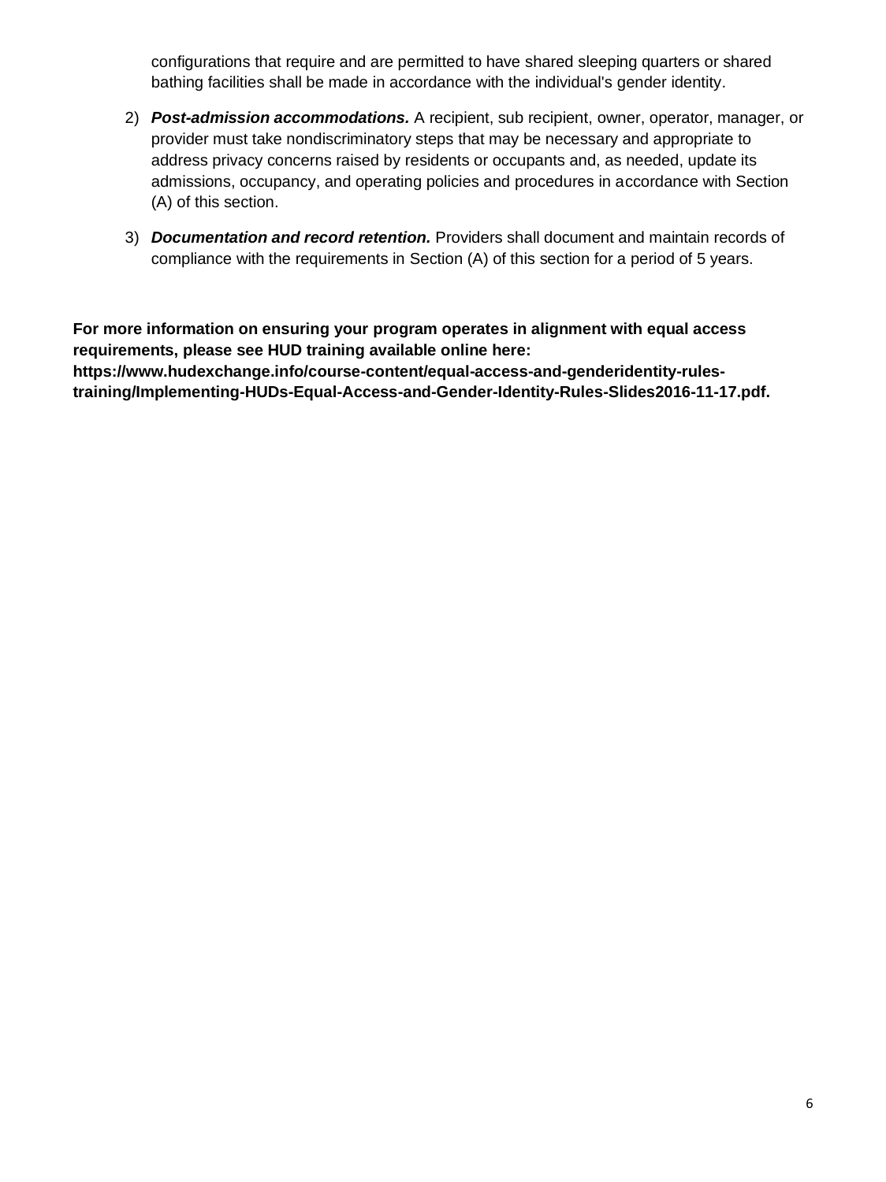configurations that require and are permitted to have shared sleeping quarters or shared bathing facilities shall be made in accordance with the individual's gender identity.

2) ***Post-admission accommodations.*** A recipient, sub recipient, owner, operator, manager, or provider must take nondiscriminatory steps that may be necessary and appropriate to address privacy concerns raised by residents or occupants and, as needed, update its admissions, occupancy, and operating policies and procedures in accordance with Section (A) of this section.

3) ***Documentation and record retention.*** Providers shall document and maintain records of compliance with the requirements in Section (A) of this section for a period of 5 years.

**For more information on ensuring your program operates in alignment with equal access requirements, please see HUD training available online here: https://www.hudexchange.info/course-content/equal-access-and-genderidentity-rules-training/Implementing-HUDs-Equal-Access-and-Gender-Identity-Rules-Slides2016-11-17.pdf.**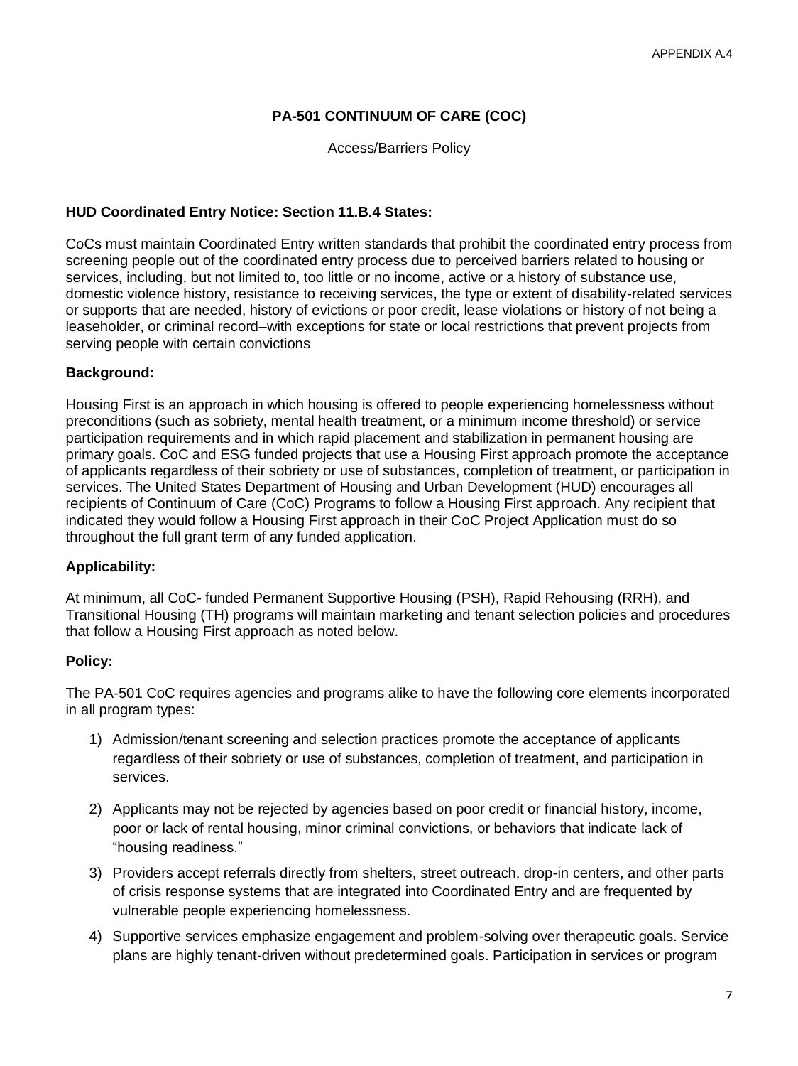**PA-501 CONTINUUM OF CARE (COC)**

Access/Barriers Policy

**HUD Coordinated Entry Notice: Section 11.B.4 States:**

CoCs must maintain Coordinated Entry written standards that prohibit the coordinated entry process from screening people out of the coordinated entry process due to perceived barriers related to housing or services, including, but not limited to, too little or no income, active or a history of substance use, domestic violence history, resistance to receiving services, the type or extent of disability-related services or supports that are needed, history of evictions or poor credit, lease violations or history of not being a leaseholder, or criminal record–with exceptions for state or local restrictions that prevent projects from serving people with certain convictions

**Background:**

Housing First is an approach in which housing is offered to people experiencing homelessness without preconditions (such as sobriety, mental health treatment, or a minimum income threshold) or service participation requirements and in which rapid placement and stabilization in permanent housing are primary goals. CoC and ESG funded projects that use a Housing First approach promote the acceptance of applicants regardless their sobriety or use of substances, completion of treatment, or participation in services. The United States Department of Housing and Urban Development (HUD) encourages all recipients of Continuum of Care (CoC) Programs to follow a Housing First approach. Any recipient that indicated they would follow a Housing First approach in their CoC Project Application must do so throughout the full grant term of any funded application.

**Applicability:**

At minimum, all CoC- funded Permanent Supportive Housing (PSH), Rapid Rehousing (RRH), and Transitional Housing (TH) programs will maintain marketing and tenant selection policies and procedures that follow a Housing First approach as noted below.

**Policy:**

The PA-501 CoC requires agencies and programs alike to have the following core elements incorporated in all program types:

1) Admission/tenant screening and selection practices promote the acceptance of applicants regardless of their sobriety or use of substances, completion of treatment, and participation in services.
2) Applicants may not be rejected by agencies based on poor credit or financial history, income, poor or lack of rental housing, minor criminal convictions, or behaviors that indicate lack of "housing readiness."
3) Providers accept referrals directly from shelters, street outreach, drop-in centers, and other parts of crisis response systems that are integrated into Coordinated Entry and are frequented by vulnerable people experiencing homelessness.
4) Supportive services emphasize engagement and problem-solving over therapeutic goals. Service plans are highly tenant-driven without predetermined goals. Participation in services or program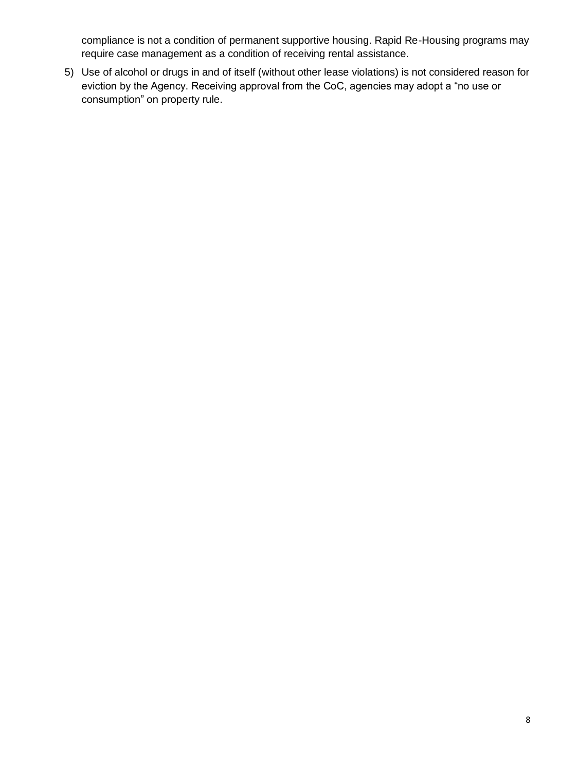compliance is not a condition of permanent supportive housing. Rapid Re-Housing programs may require case management as a condition of receiving rental assistance.

5) Use of alcohol or drugs in and of itself (without other lease violations) is not considered reason for eviction by the Agency. Receiving approval from the CoC, agencies may adopt a "no use or consumption" on property rule.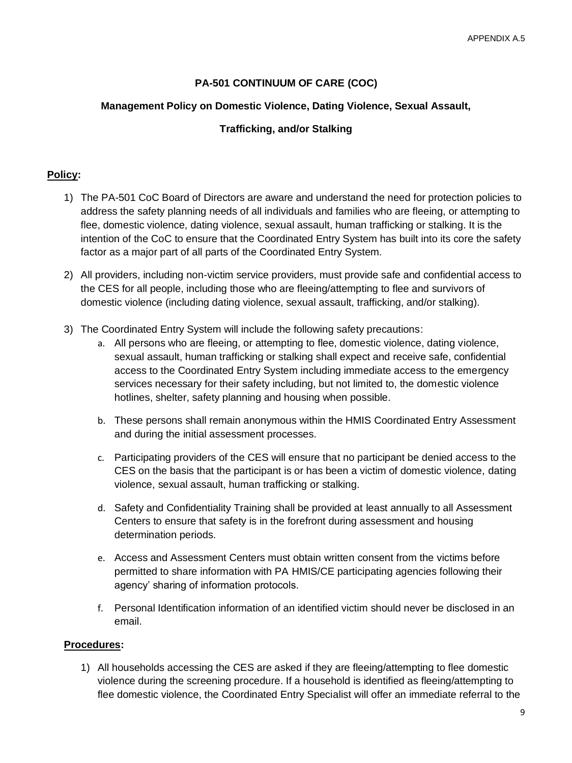APPENDIX A.5

**PA-501 CONTINUUM OF CARE (COC)**

**Management Policy on Domestic Violence, Dating Violence, Sexual Assault, Trafficking, and/or Stalking**

**Policy:**

1) The PA-501 CoC Board of Directors are aware and understand the need for protection policies to address the safety planning needs of all individuals and families who are fleeing, or attempting to flee, domestic violence, dating violence, sexual assault, human trafficking or stalking. It is the intention of the CoC to ensure that the Coordinated Entry System has built into its core the safety factor as a major part of all parts of the Coordinated Entry System.

2) All providers, including non-victim service providers, must provide safe and confidential access to the CES for all people, including those who are fleeing/attempting to flee and survivors of domestic violence (including dating violence, sexual assault, trafficking, and/or stalking).

3) The Coordinated Entry System will include the following safety precautions:
   a. All persons who are fleeing, or attempting to flee, domestic violence, dating violence, sexual assault, human trafficking or stalking shall expect and receive safe, confidential access to the Coordinated Entry System including immediate access to the emergency services necessary for their safety including, but not limited to, the domestic violence hotlines, shelter, safety planning and housing when possible.
   b. These persons shall remain anonymous within the HMIS Coordinated Entry Assessment and during the initial assessment processes.
   c. Participating providers of the CES will ensure that no participant be denied access to the CES on the basis that the participant is or has been a victim of domestic violence, dating violence, sexual assault, human trafficking or stalking.
   d. Safety and Confidentiality Training shall be provided at least annually to all Assessment Centers to ensure that safety is in the forefront during assessment and housing determination periods.
   e. Access and Assessment Centers must obtain written consent from the victims before permitted to share information with PA HMIS/CE participating agencies following their agency' sharing of information protocols.
   f. Personal Identification information of an identified victim should never be disclosed in an email.

**Procedures:**

1) All households accessing the CES are asked if they are fleeing/attempting to flee domestic violence during the screening procedure. If a household is identified as fleeing/attempting to flee domestic violence, the Coordinated Entry Specialist will offer an immediate referral to the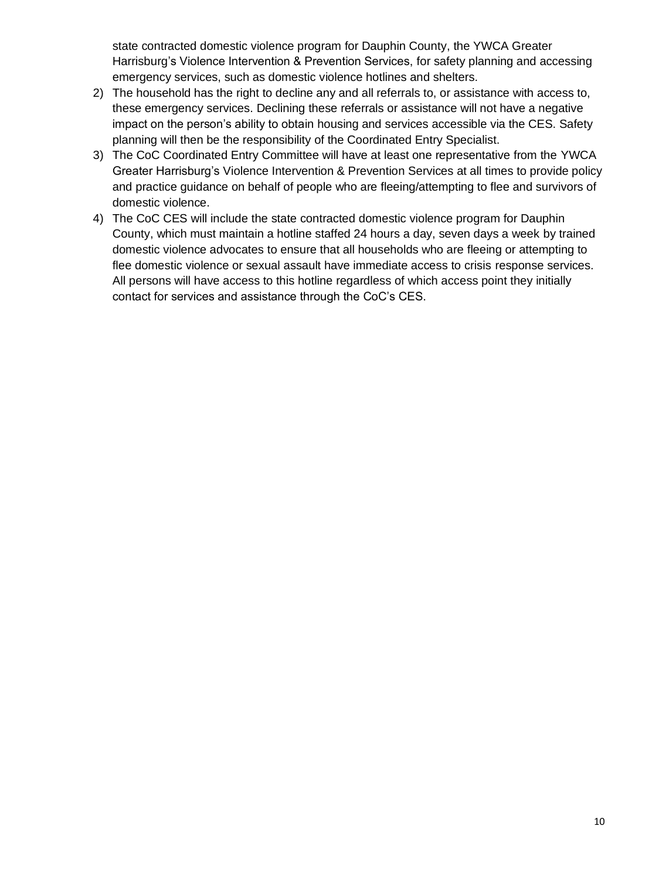state contracted domestic violence program for Dauphin County, the YWCA Greater Harrisburg's Violence Intervention & Prevention Services, for safety planning and accessing emergency services, such as domestic violence hotlines and shelters.

2) The household has the right to decline any and all referrals to, or assistance with access to, these emergency services. Declining these referrals or assistance will not have a negative impact on the person's ability to obtain housing and services accessible via the CES. Safety planning will then be the responsibility of the Coordinated Entry Specialist.
3) The CoC Coordinated Entry Committee will have at least one representative from the YWCA Greater Harrisburg's Violence Intervention & Prevention Services at all times to provide policy and practice guidance on behalf of people who are fleeing/attempting to flee and survivors of domestic violence.
4) The CoC CES will include the state contracted domestic violence program for Dauphin County, which must maintain a hotline staffed 24 hours a day, seven days a week by trained domestic violence advocates to ensure that all households who are fleeing or attempting to flee domestic violence or sexual assault have immediate access to crisis response services. All persons will have access to this hotline regardless of which access point they initially contact for services and assistance through the CoC's CES.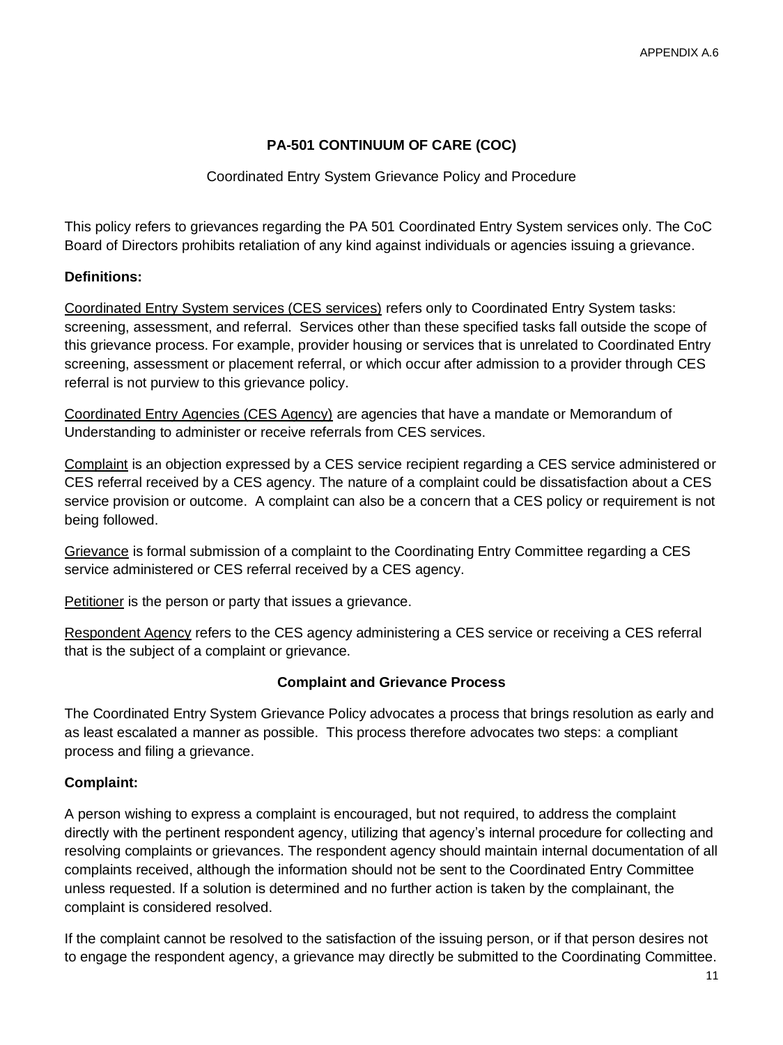**PA-501 CONTINUUM OF CARE (COC)**

Coordinated Entry System Grievance Policy and Procedure

This policy refers to grievances regarding the PA 501 Coordinated Entry System services only. The CoC Board of Directors prohibits retaliation of any kind against individuals or agencies issuing a grievance.

**Definitions:**

Coordinated Entry System services (CES services) refers only to Coordinated Entry System tasks: screening, assessment, and referral. Services other than these specified tasks fall outside the scope of this grievance process. For example, provider housing or services that is unrelated to Coordinated Entry screening, assessment or placement referral, or which occur after admission to a provider through CES referral is not purview to this grievance policy.

Coordinated Entry Agencies (CES Agency) are agencies that have a mandate or Memorandum of Understanding to administer or receive referrals from CES services.

Complaint is an objection expressed by a CES service recipient regarding a CES service administered or CES referral received by a CES agency. The nature of a complaint could be dissatisfaction about a CES service provision or outcome. A complaint can also be a concern that a CES policy or requirement is not being followed.

Grievance is formal submission of a complaint to the Coordinating Entry Committee regarding a CES service administered or CES referral received by a CES agency.

Petitioner is the person or party that issues a grievance.

Respondent Agency refers to the CES agency administering a CES service or receiving a CES referral that is the subject of a complaint or grievance.

**Complaint and Grievance Process**

The Coordinated Entry System Grievance Policy advocates a process that brings resolution as early and as least escalated a manner as possible. This process therefore advocates two steps: a compliant process and filing a grievance.

**Complaint:**

A person wishing to express a complaint is encouraged, but not required, to address the complaint directly with the pertinent respondent agency, utilizing that agency's internal procedure for collecting and resolving complaints or grievances. The respondent agency should maintain internal documentation of all complaints received, although the information should not be sent to the Coordinated Entry Committee unless requested. If a solution is determined and no further action is taken by the complainant, the complaint is considered resolved.

If the complaint cannot be resolved to the satisfaction of the issuing person, or if that person desires not to engage the respondent agency, a grievance may directly be submitted to the Coordinating Committee.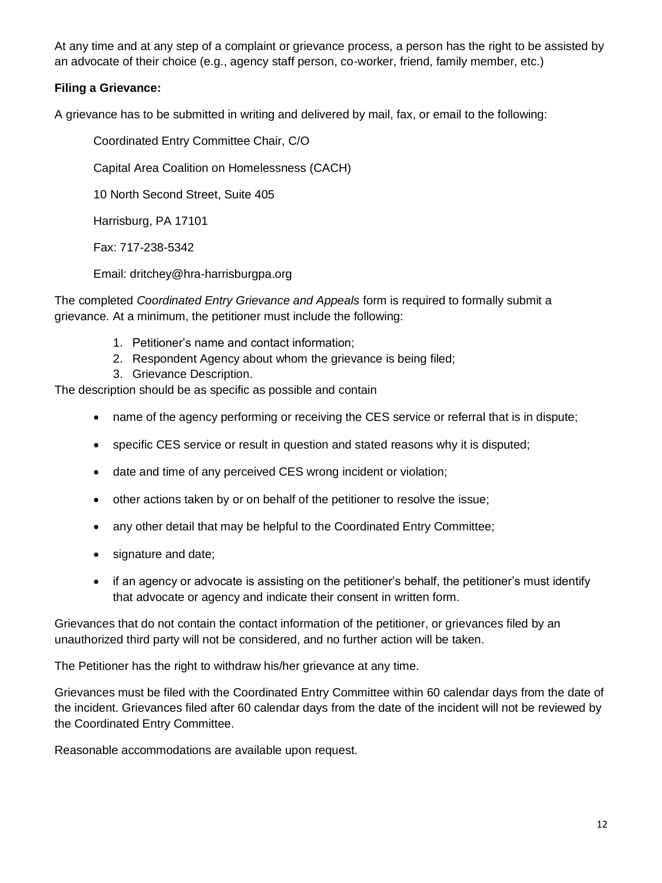At any time and at any step of a complaint or grievance process, a person has the right to be assisted by an advocate of their choice (e.g., agency staff person, co-worker, friend, family member, etc.)

**Filing a Grievance:**

A grievance has to be submitted in writing and delivered by mail, fax, or email to the following:

Coordinated Entry Committee Chair, C/O

Capital Area Coalition on Homelessness (CACH)

10 North Second Street, Suite 405

Harrisburg, PA 17101

Fax: 717-238-5342

Email: dritchey@hra-harrisburgpa.org

The completed *Coordinated Entry Grievance and Appeals* form is required to formally submit a grievance. At a minimum, the petitioner must include the following:

1. Petitioner's name and contact information;
2. Respondent Agency about whom the grievance is being filed;
3. Grievance Description.

The description should be as specific as possible and contain

- name of the agency performing or receiving the CES service or referral that is in dispute;
- specific CES service or result in question and stated reasons why it is disputed;
- date and time of any perceived CES wrong incident or violation;
- other actions taken by or on behalf of the petitioner to resolve the issue;
- any other detail that may be helpful to the Coordinated Entry Committee;
- signature and date;
- if an agency or advocate is assisting on the petitioner's behalf, the petitioner's must identify that advocate or agency and indicate their consent in written form.

Grievances that do not contain the contact information of the petitioner, or grievances filed by an unauthorized third party will not be considered, and no further action will be taken.

The Petitioner has the right to withdraw his/her grievance at any time.

Grievances must be filed with the Coordinated Entry Committee within 60 calendar days from the date of the incident. Grievances filed after 60 calendar days from the date of the incident will not be reviewed by the Coordinated Entry Committee.

Reasonable accommodations are available upon request.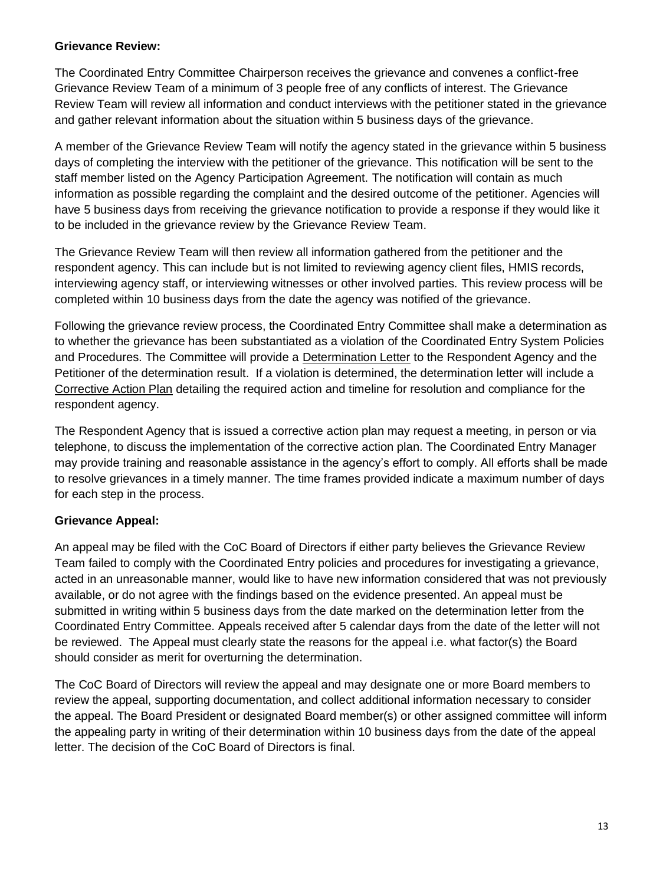**Grievance Review:**

The Coordinated Entry Committee Chairperson receives the grievance and convenes a conflict-free Grievance Review Team of a minimum of 3 people free of any conflicts of interest. The Grievance Review Team will review all information and conduct interviews with the petitioner stated in the grievance and gather relevant information about the situation within 5 business days of the grievance.

A member of the Grievance Review Team will notify the agency stated in the grievance within 5 business days of completing the interview with the petitioner of the grievance. This notification will be sent to the staff member listed on the Agency Participation Agreement. The notification will contain as much information as possible regarding the complaint and the desired outcome of the petitioner. Agencies will have 5 business days from receiving the grievance notification to provide a response if they would like it to be included in the grievance review by the Grievance Review Team.

The Grievance Review Team will then review all information gathered from the petitioner and the respondent agency. This can include but is not limited to reviewing agency client files, HMIS records, interviewing agency staff, or interviewing witnesses or other involved parties. This review process will be completed within 10 business days from the date the agency was notified of the grievance.

Following the grievance review process, the Coordinated Entry Committee shall make a determination as to whether the grievance has been substantiated as a violation of the Coordinated Entry System Policies and Procedures. The Committee will provide a Determination Letter to the Respondent Agency and the Petitioner of the determination result. If a violation is determined, the determination letter will include a Corrective Action Plan detailing the required action and timeline for resolution and compliance for the respondent agency.

The Respondent Agency that is issued a corrective action plan may request a meeting, in person or via telephone, to discuss the implementation of the corrective action plan. The Coordinated Entry Manager may provide training and reasonable assistance in the agency's effort to comply. All efforts shall be made to resolve grievances in a timely manner. The time frames provided indicate a maximum number of days for each step in the process.

**Grievance Appeal:**

An appeal may be filed with the CoC Board of Directors if either party believes the Grievance Review Team failed to comply with the Coordinated Entry policies and procedures for investigating a grievance, acted in an unreasonable manner, would like to have new information considered that was not previously available, or do not agree with the findings based on the evidence presented. An appeal must be submitted in writing within 5 business days from the date marked on the determination letter from the Coordinated Entry Committee. Appeals received after 5 calendar days from the date of the letter will not be reviewed. The Appeal must clearly state the reasons for the appeal i.e. what factor(s) the Board should consider as merit for overturning the determination.

The CoC Board of Directors will review the appeal and may designate one or more Board members to review the appeal, supporting documentation, and collect additional information necessary to consider the appeal. The Board President or designated Board member(s) or other assigned committee will inform the appealing party in writing of their determination within 10 business days from the date of the appeal letter. The decision of the CoC Board of Directors is final.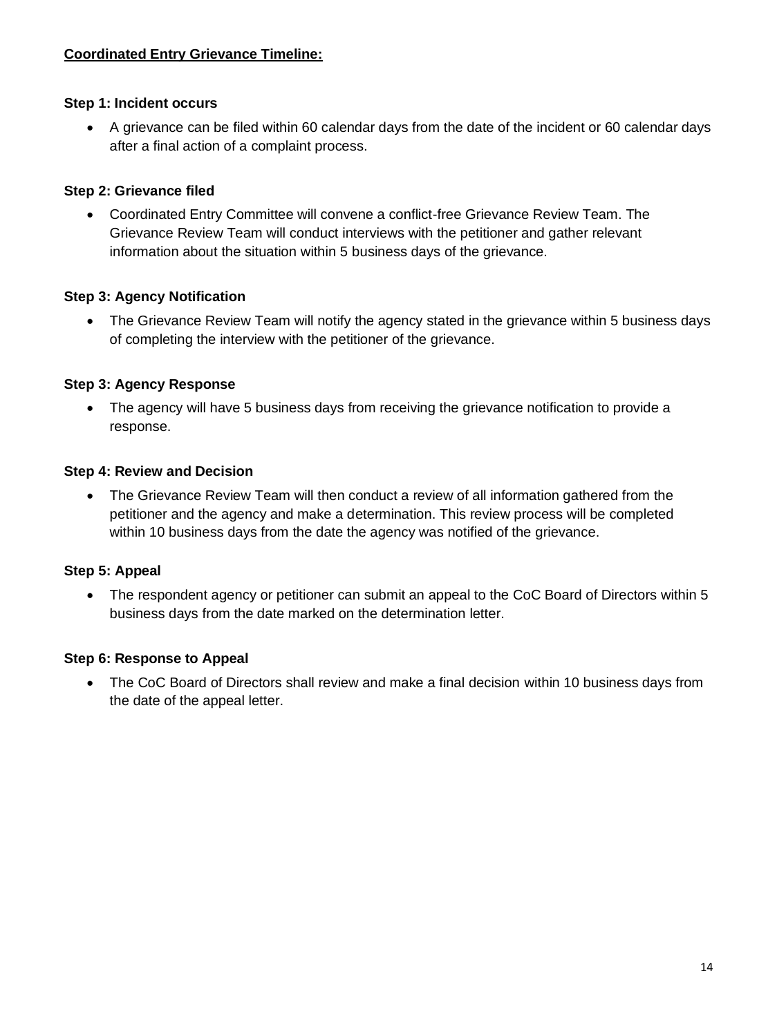**Coordinated Entry Grievance Timeline:**

**Step 1: Incident occurs**

- A grievance can be filed within 60 calendar days from the date of the incident or 60 calendar days after a final action of a complaint process.

**Step 2: Grievance filed**

- Coordinated Entry Committee will convene a conflict-free Grievance Review Team. The Grievance Review Team will conduct interviews with the petitioner and gather relevant information about the situation within 5 business days of the grievance.

**Step 3: Agency Notification**

- The Grievance Review Team will notify the agency stated in the grievance within 5 business days of completing the interview with the petitioner of the grievance.

**Step 3: Agency Response**

- The agency will have 5 business days from receiving the grievance notification to provide a response.

**Step 4: Review and Decision**

- The Grievance Review Team will then conduct a review of all information gathered from the petitioner and the agency and make a determination. This review process will be completed within 10 business days from the date the agency was notified of the grievance.

**Step 5: Appeal**

- The respondent agency or petitioner can submit an appeal to the CoC Board of Directors within 5 business days from the date marked on the determination letter.

**Step 6: Response to Appeal**

- The CoC Board of Directors shall review and make a final decision within 10 business days from the date of the appeal letter.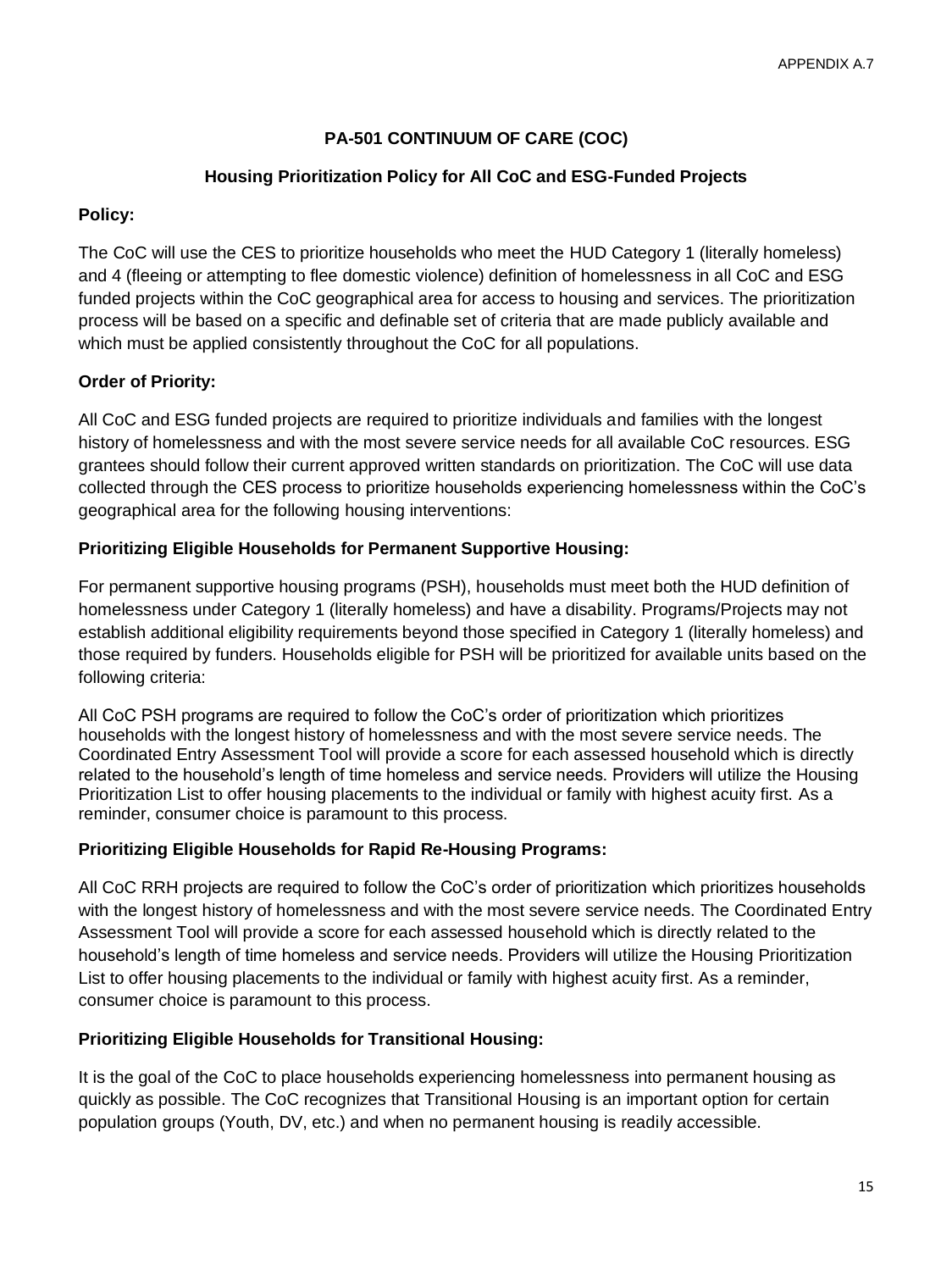# PA-501 CONTINUUM OF CARE (COC)

## Housing Prioritization Policy for All CoC and ESG-Funded Projects

**Policy:**

The CoC will use the CES to prioritize households who meet the HUD Category 1 (literally homeless) and 4 (fleeing or attempting to flee domestic violence) definition of homelessness in all CoC and ESG funded projects within the CoC geographical area for access to housing and services. The prioritization process will be based on a specific and definable set of criteria that are made publicly available and which must be applied consistently throughout the CoC for all populations.

**Order of Priority:**

All CoC and ESG funded projects are required to prioritize individuals and families with the longest history of homelessness and with the most severe service needs for all available CoC resources. ESG grantees should follow their current approved written standards on prioritization. The CoC will use data collected through the CES process to prioritize households experiencing homelessness within the CoC's geographical area for the following housing interventions:

**Prioritizing Eligible Households for Permanent Supportive Housing:**

For permanent supportive housing programs (PSH), households must meet both the HUD definition of homelessness under Category 1 (literally homeless) and have a disability. Programs/Projects may not establish additional eligibility requirements beyond those specified in Category 1 (literally homeless) and those required by funders. Households eligible for PSH will be prioritized for available units based on the following criteria:

All CoC PSH programs are required to follow the CoC's order of prioritization which prioritizes households with the longest history of homelessness and with the most severe service needs. The Coordinated Entry Assessment Tool will provide a score for each assessed household which is directly related to the household's length of time homeless and service needs. Providers will utilize the Housing Prioritization List to offer housing placements to the individual or family with highest acuity first. As a reminder, consumer choice is paramount to this process.

**Prioritizing Eligible Households for Rapid Re-Housing Programs:**

All CoC RRH projects are required to follow the CoC's order of prioritization which prioritizes households with the longest history of homelessness and with the most severe service needs. The Coordinated Entry Assessment Tool will provide a score for each assessed household which is directly related to the household's length of time homeless and service needs. Providers will utilize the Housing Prioritization List to offer housing placements to the individual or family with highest acuity first. As a reminder, consumer choice is paramount to this process.

**Prioritizing Eligible Households for Transitional Housing:**

It is the goal of the CoC to place households experiencing homelessness into permanent housing as quickly as possible. The CoC recognizes that Transitional Housing is an important option for certain population groups (Youth, DV, etc.) and when no permanent housing is readily accessible.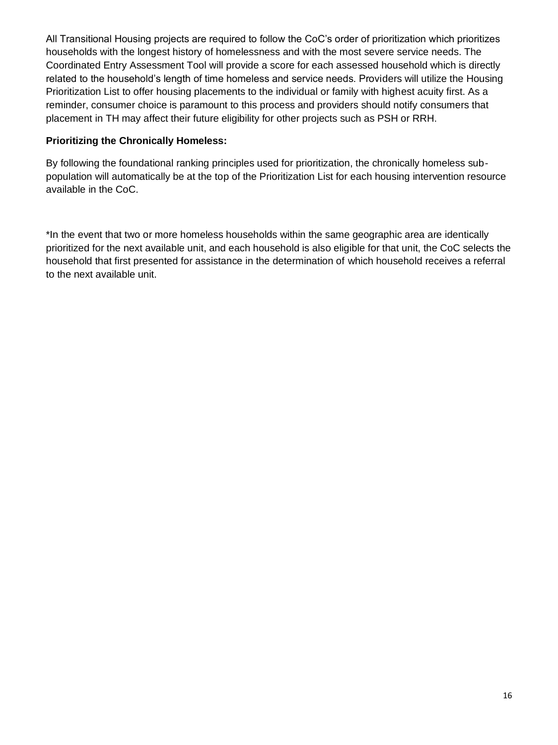All Transitional Housing projects are required to follow the CoC's order of prioritization which prioritizes households with the longest history of homelessness and with the most severe service needs. The Coordinated Entry Assessment Tool will provide a score for each assessed household which is directly related to the household's length of time homeless and service needs. Providers will utilize the Housing Prioritization List to offer housing placements to the individual or family with highest acuity first. As a reminder, consumer choice is paramount to this process and providers should notify consumers that placement in TH may affect their future eligibility for other projects such as PSH or RRH.

**Prioritizing the Chronically Homeless:**

By following the foundational ranking principles used for prioritization, the chronically homeless sub-population will automatically be at the top of the Prioritization List for each housing intervention resource available in the CoC.

*In the event that two or more homeless households within the same geographic area are identically prioritized for the next available unit, and each household is also eligible for that unit, the CoC selects the household that first presented for assistance in the determination of which household receives a referral to the next available unit.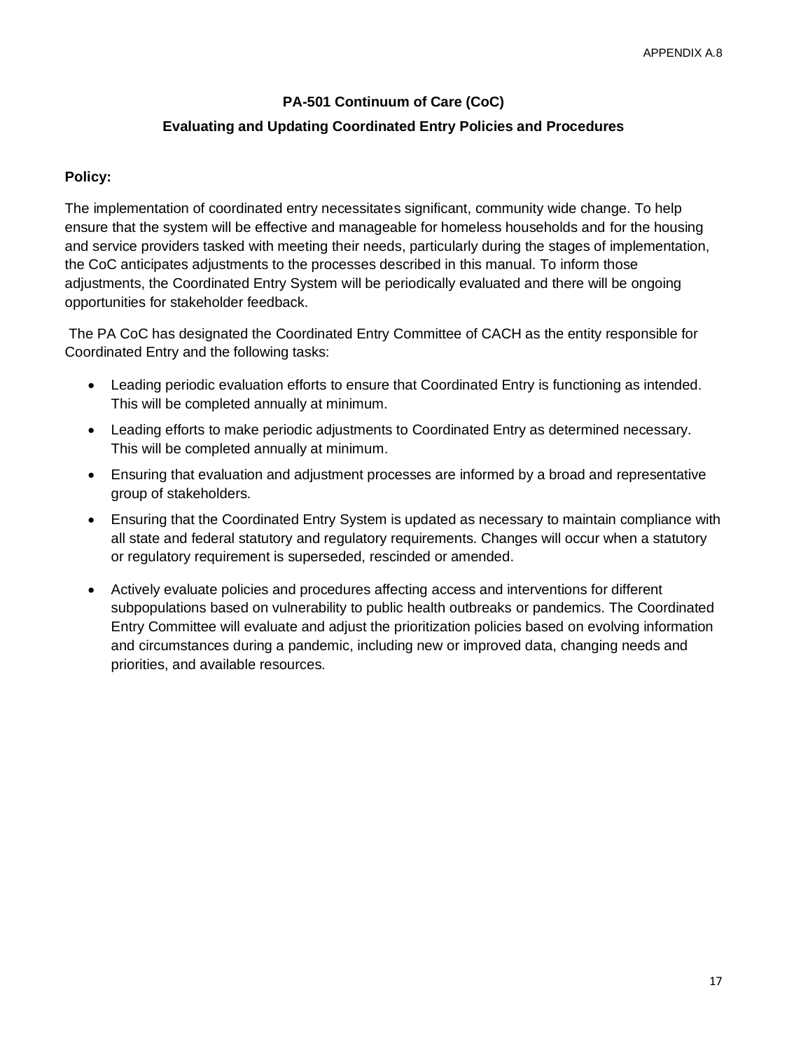APPENDIX A.8

## PA-501 Continuum of Care (CoC)

## Evaluating and Updating Coordinated Entry Policies and Procedures

**Policy:**

The implementation of coordinated entry necessitates significant, community wide change. To help ensure that the system will be effective and manageable for homeless households and for the housing and service providers tasked with meeting their needs, particularly during the stages of implementation, the CoC anticipates adjustments to the processes described in this manual. To inform those adjustments, the Coordinated Entry System will be periodically evaluated and there will be ongoing opportunities for stakeholder feedback.

The PA CoC has designated the Coordinated Entry Committee of CACH as the entity responsible for Coordinated Entry and the following tasks:

- Leading periodic evaluation efforts to ensure that Coordinated Entry is functioning as intended. This will be completed annually at minimum.
- Leading efforts to make periodic adjustments to Coordinated Entry as determined necessary. This will be completed annually at minimum.
- Ensuring that evaluation and adjustment processes are informed by a broad and representative group of stakeholders.
- Ensuring that the Coordinated Entry System is updated as necessary to maintain compliance with all state and federal statutory and regulatory requirements. Changes will occur when a statutory or regulatory requirement is superseded, rescinded or amended.
- Actively evaluate policies and procedures affecting access and interventions for different subpopulations based on vulnerability to public health outbreaks or pandemics. The Coordinated Entry Committee will evaluate and adjust the prioritization policies based on evolving information and circumstances during a pandemic, including new or improved data, changing needs and priorities, and available resources.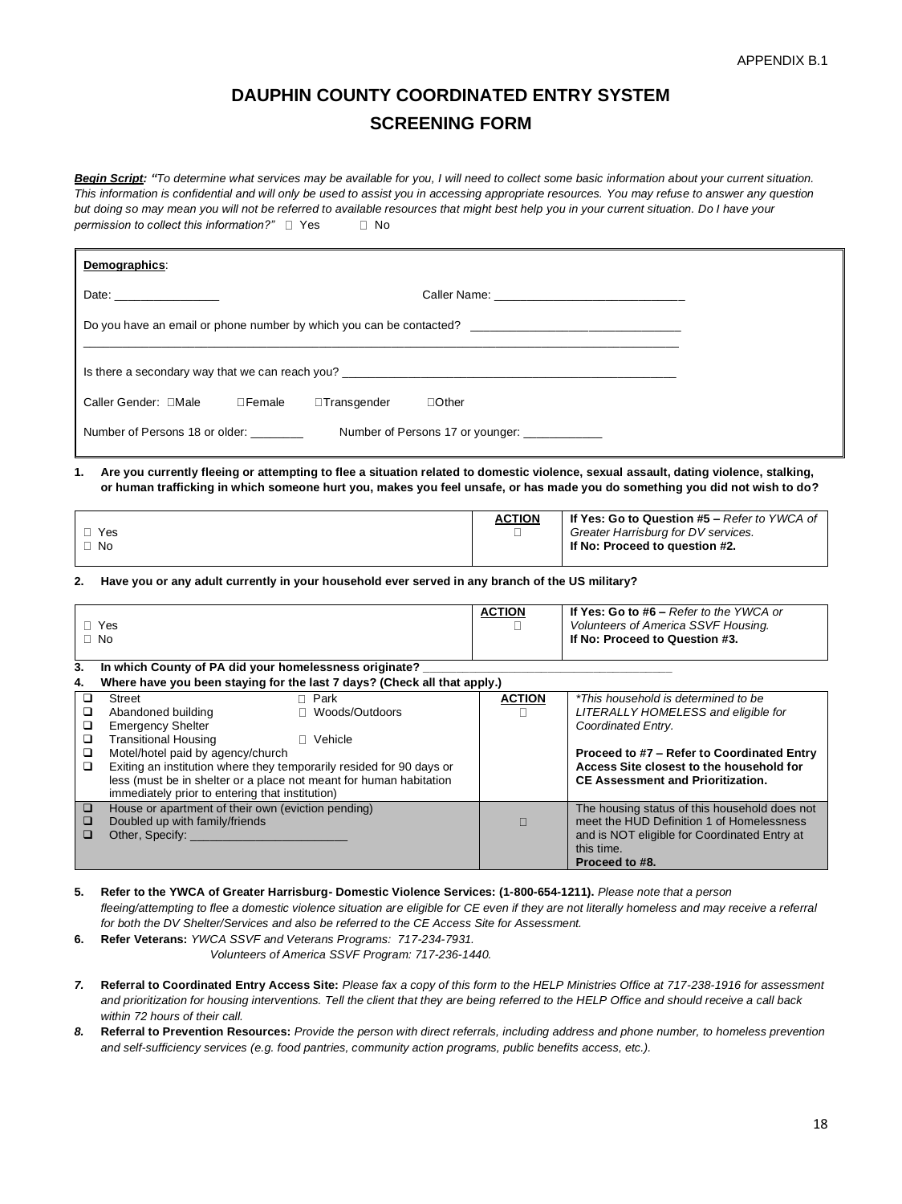APPENDIX B.1

# DAUPHIN COUNTY COORDINATED ENTRY SYSTEM
## SCREENING FORM

***Begin Script:*** ***"****To determine what services may be available for you, I will need to collect some basic information about your current situation. This information is confidential and will only be used to assist you in accessing appropriate resources. You may refuse to answer any question but doing so may mean you will not be referred to available resources that might best help you in your current situation. Do I have your permission to collect this information?"* ☐ Yes ☐ No

**Demographics**:

Date: ________________ Caller Name: _____________________________

Do you have an email or phone number by which you can be contacted? ________________________________
_______________________________________________________________________________________________

Is there a secondary way that we can reach you? ___________________________________________________

Caller Gender: ☐Male ☐Female ☐Transgender ☐Other

Number of Persons 18 or older: ________ Number of Persons 17 or younger: ____________

**1. Are you currently fleeing or attempting to flee a situation related to domestic violence, sexual assault, dating violence, stalking, or human trafficking in which someone hurt you, makes you feel unsafe, or has made you do something you did not wish to do?**

| | **ACTION** | |
|---|---|---|
| ☐ Yes<br>☐ No | ☐ | **If Yes: Go to Question #5 –** *Refer to YWCA of Greater Harrisburg for DV services.*<br>**If No: Proceed to question #2.** |

**2. Have you or any adult currently in your household ever served in any branch of the US military?**

| | **ACTION** | |
|---|---|---|
| ☐ Yes<br>☐ No | ☐ | **If Yes: Go to #6 –** *Refer to the YWCA or Volunteers of America SSVF Housing.*<br>**If No: Proceed to Question #3.** |

**3. In which County of PA did your homelessness originate?** ____________________________________

**4. Where have you been staying for the last 7 days? (Check all that apply.)**

| | **ACTION** | |
|---|---|---|
| ☐ Street ☐ Park<br>☐ Abandoned building ☐ Woods/Outdoors<br>☐ Emergency Shelter<br>☐ Transitional Housing ☐ Vehicle<br>☐ Motel/hotel paid by agency/church<br>☐ Exiting an institution where they temporarily resided for 90 days or less (must be in shelter or a place not meant for human habitation immediately prior to entering that institution) | ☐ | *\*This household is determined to be LITERALLY HOMELESS and eligible for Coordinated Entry.*<br><br>**Proceed to #7 – Refer to Coordinated Entry Access Site closest to the household for CE Assessment and Prioritization.** |
| ☐ House or apartment of their own (eviction pending)<br>☐ Doubled up with family/friends<br>☐ Other, Specify: ________________________ | ☐ | The housing status of this household does not meet the HUD Definition 1 of Homelessness and is NOT eligible for Coordinated Entry at this time.<br>**Proceed to #8.** |

**5. Refer to the YWCA of Greater Harrisburg- Domestic Violence Services: (1-800-654-1211).** *Please note that a person fleeing/attempting to flee a domestic violence situation are eligible for CE even if they are not literally homeless and may receive a referral for both the DV Shelter/Services and also be referred to the CE Access Site for Assessment.*

**6. Refer Veterans:** *YWCA SSVF and Veterans Programs: 717-234-7931.*
*Volunteers of America SSVF Program: 717-236-1440.*

***7.*** **Referral to Coordinated Entry Access Site:** *Please fax a copy of this form to the HELP Ministries Office at 717-238-1916 for assessment and prioritization for housing interventions. Tell the client that they are being referred to the HELP Office and should receive a call back within 72 hours of their call.*

***8.*** **Referral to Prevention Resources:** *Provide the person with direct referrals, including address and phone number, to homeless prevention and self-sufficiency services (e.g. food pantries, community action programs, public benefits access, etc.).*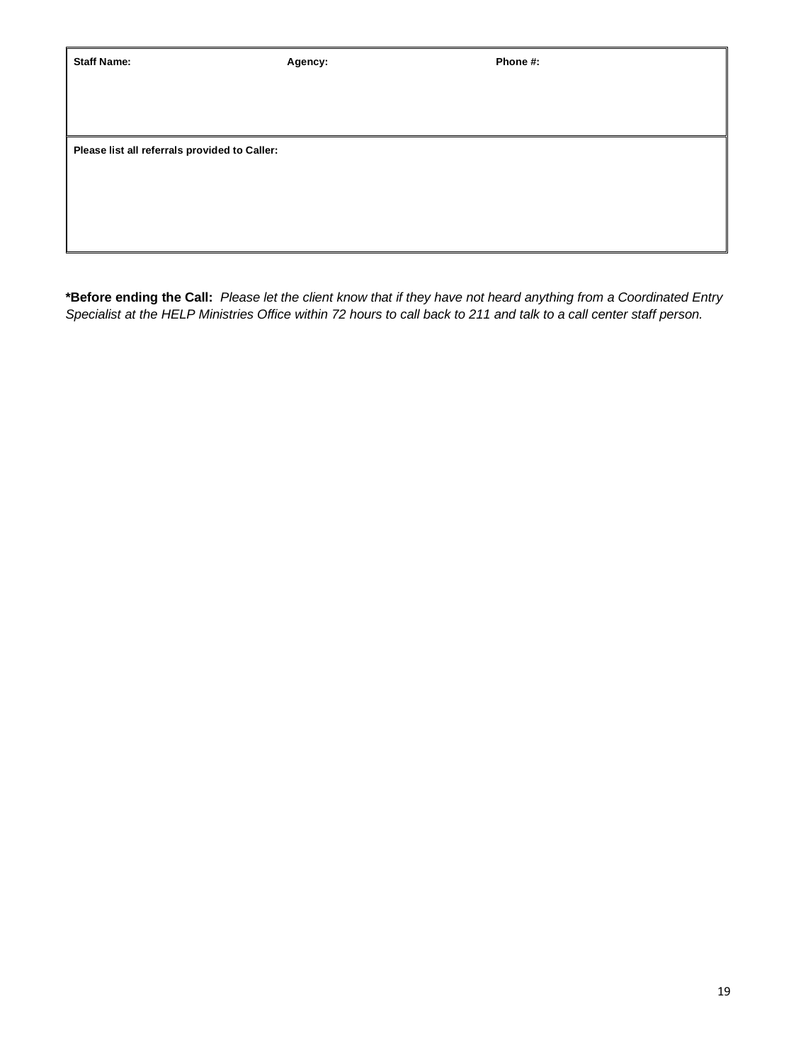| Staff Name: | Agency: | Phone #: |
|---|---|---|
| | | |

| Please list all referrals provided to Caller: |
|---|
| |

**\*Before ending the Call:** *Please let the client know that if they have not heard anything from a Coordinated Entry Specialist at the HELP Ministries Office within 72 hours to call back to 211 and talk to a call center staff person.*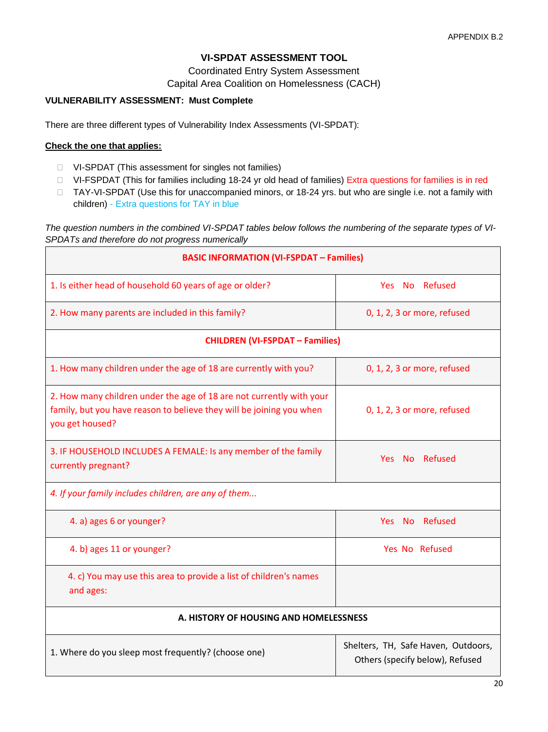APPENDIX B.2

# VI-SPDAT ASSESSMENT TOOL

Coordinated Entry System Assessment
Capital Area Coalition on Homelessness (CACH)

**VULNERABILITY ASSESSMENT: Must Complete**

There are three different types of Vulnerability Index Assessments (VI-SPDAT):

**Check the one that applies:**

- ☐ VI-SPDAT (This assessment for singles not families)
- ☐ VI-FSPDAT (This for families including 18-24 yr old head of families) Extra questions for families is in red
- ☐ TAY-VI-SPDAT (Use this for unaccompanied minors, or 18-24 yrs. but who are single i.e. not a family with children) - Extra questions for TAY in blue

*The question numbers in the combined VI-SPDAT tables below follows the numbering of the separate types of VI-SPDATs and therefore do not progress numerically*

| **BASIC INFORMATION (VI-FSPDAT – Families)** | |
|---|---|
| 1. Is either head of household 60 years of age or older? | Yes No Refused |
| 2. How many parents are included in this family? | 0, 1, 2, 3 or more, refused |
| **CHILDREN (VI-FSPDAT – Families)** | |
| 1. How many children under the age of 18 are currently with you? | 0, 1, 2, 3 or more, refused |
| 2. How many children under the age of 18 are not currently with your family, but you have reason to believe they will be joining you when you get housed? | 0, 1, 2, 3 or more, refused |
| 3. IF HOUSEHOLD INCLUDES A FEMALE: Is any member of the family currently pregnant? | Yes No Refused |
| *4. If your family includes children, are any of them...* | |
| 4. a) ages 6 or younger? | Yes No Refused |
| 4. b) ages 11 or younger? | Yes No Refused |
| 4. c) You may use this area to provide a list of children's names and ages: | |
| **A. HISTORY OF HOUSING AND HOMELESSNESS** | |
| 1. Where do you sleep most frequently? (choose one) | Shelters, TH, Safe Haven, Outdoors, Others (specify below), Refused |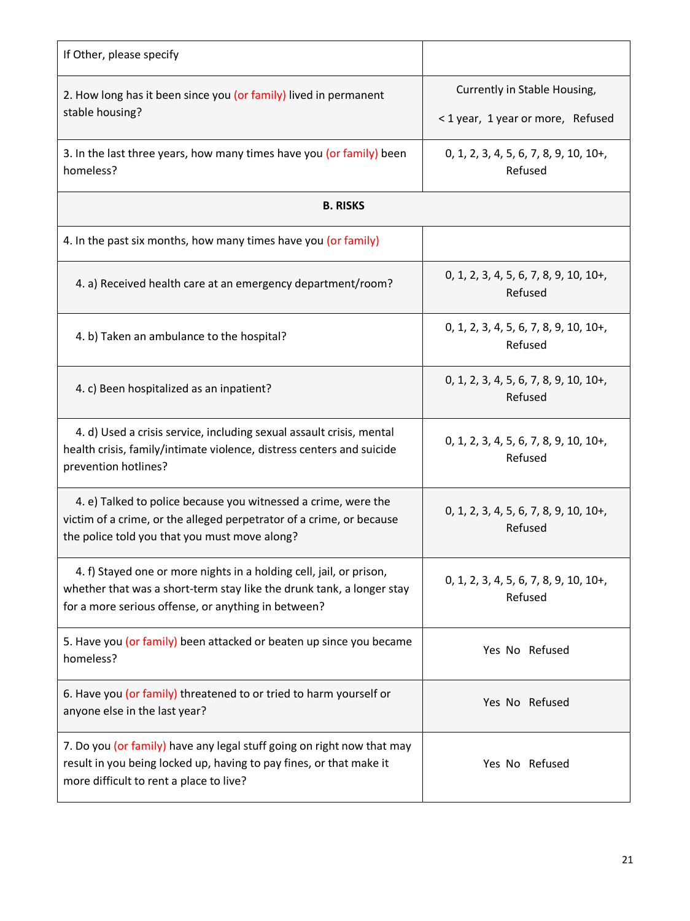| | |
|---|---|
| If Other, please specify | |
| 2. How long has it been since you (or family) lived in permanent stable housing? | Currently in Stable Housing, < 1 year, 1 year or more, Refused |
| 3. In the last three years, how many times have you (or family) been homeless? | 0, 1, 2, 3, 4, 5, 6, 7, 8, 9, 10, 10+, Refused |
| **B. RISKS** | |
| 4. In the past six months, how many times have you (or family) | |
| 4. a) Received health care at an emergency department/room? | 0, 1, 2, 3, 4, 5, 6, 7, 8, 9, 10, 10+, Refused |
| 4. b) Taken an ambulance to the hospital? | 0, 1, 2, 3, 4, 5, 6, 7, 8, 9, 10, 10+, Refused |
| 4. c) Been hospitalized as an inpatient? | 0, 1, 2, 3, 4, 5, 6, 7, 8, 9, 10, 10+, Refused |
| 4. d) Used a crisis service, including sexual assault crisis, mental health crisis, family/intimate violence, distress centers and suicide prevention hotlines? | 0, 1, 2, 3, 4, 5, 6, 7, 8, 9, 10, 10+, Refused |
| 4. e) Talked to police because you witnessed a crime, were the victim of a crime, or the alleged perpetrator of a crime, or because the police told you that you must move along? | 0, 1, 2, 3, 4, 5, 6, 7, 8, 9, 10, 10+, Refused |
| 4. f) Stayed one or more nights in a holding cell, jail, or prison, whether that was a short-term stay like the drunk tank, a longer stay for a more serious offense, or anything in between? | 0, 1, 2, 3, 4, 5, 6, 7, 8, 9, 10, 10+, Refused |
| 5. Have you (or family) been attacked or beaten up since you became homeless? | Yes No Refused |
| 6. Have you (or family) threatened to or tried to harm yourself or anyone else in the last year? | Yes No Refused |
| 7. Do you (or family) have any legal stuff going on right now that may result in you being locked up, having to pay fines, or that make it more difficult to rent a place to live? | Yes No Refused |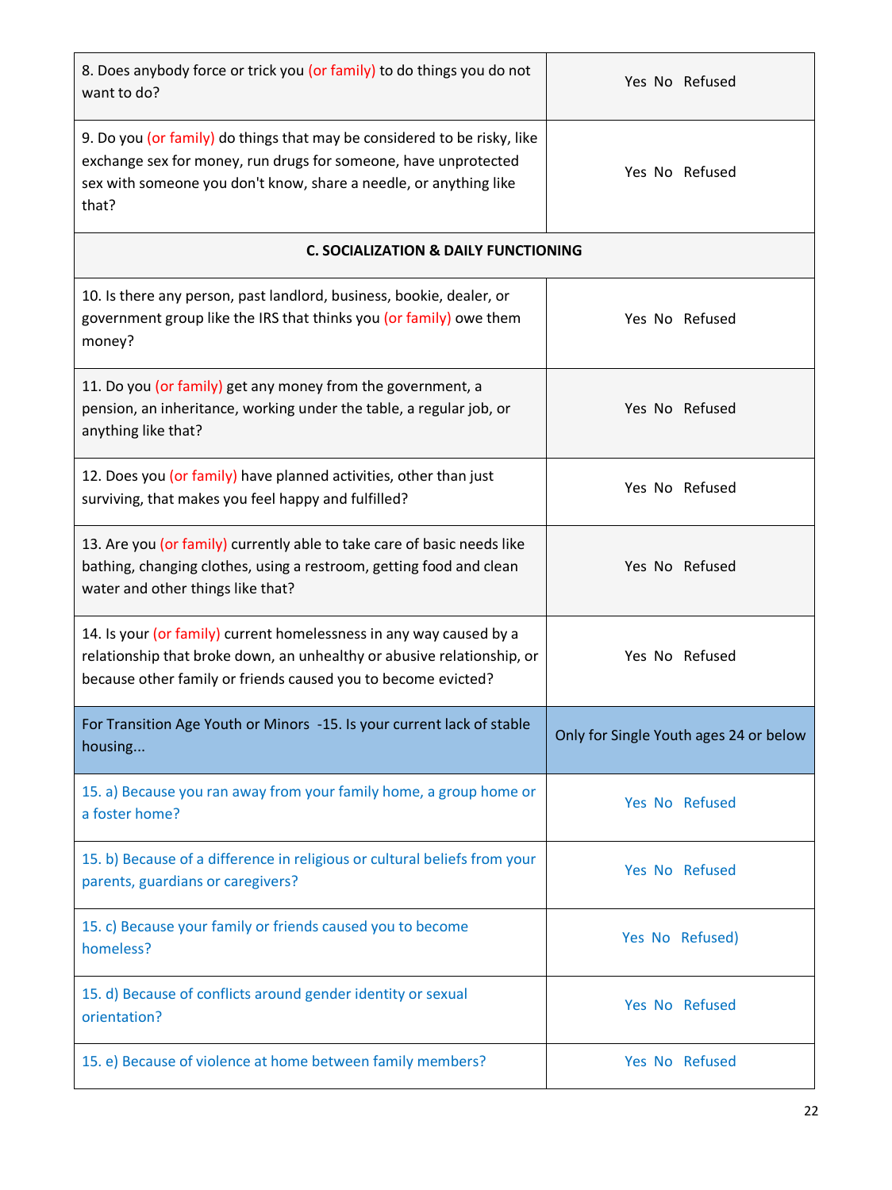| | |
|---|---|
| 8. Does anybody force or trick you (or family) to do things you do not want to do? | Yes No Refused |
| 9. Do you (or family) do things that may be considered to be risky, like exchange sex for money, run drugs for someone, have unprotected sex with someone you don't know, share a needle, or anything like that? | Yes No Refused |
| **C. SOCIALIZATION & DAILY FUNCTIONING** | |
| 10. Is there any person, past landlord, business, bookie, dealer, or government group like the IRS that thinks you (or family) owe them money? | Yes No Refused |
| 11. Do you (or family) get any money from the government, a pension, an inheritance, working under the table, a regular job, or anything like that? | Yes No Refused |
| 12. Does you (or family) have planned activities, other than just surviving, that makes you feel happy and fulfilled? | Yes No Refused |
| 13. Are you (or family) currently able to take care of basic needs like bathing, changing clothes, using a restroom, getting food and clean water and other things like that? | Yes No Refused |
| 14. Is your (or family) current homelessness in any way caused by a relationship that broke down, an unhealthy or abusive relationship, or because other family or friends caused you to become evicted? | Yes No Refused |
| For Transition Age Youth or Minors -15. Is your current lack of stable housing... | Only for Single Youth ages 24 or below |
| 15. a) Because you ran away from your family home, a group home or a foster home? | Yes No Refused |
| 15. b) Because of a difference in religious or cultural beliefs from your parents, guardians or caregivers? | Yes No Refused |
| 15. c) Because your family or friends caused you to become homeless? | Yes No Refused) |
| 15. d) Because of conflicts around gender identity or sexual orientation? | Yes No Refused |
| 15. e) Because of violence at home between family members? | Yes No Refused |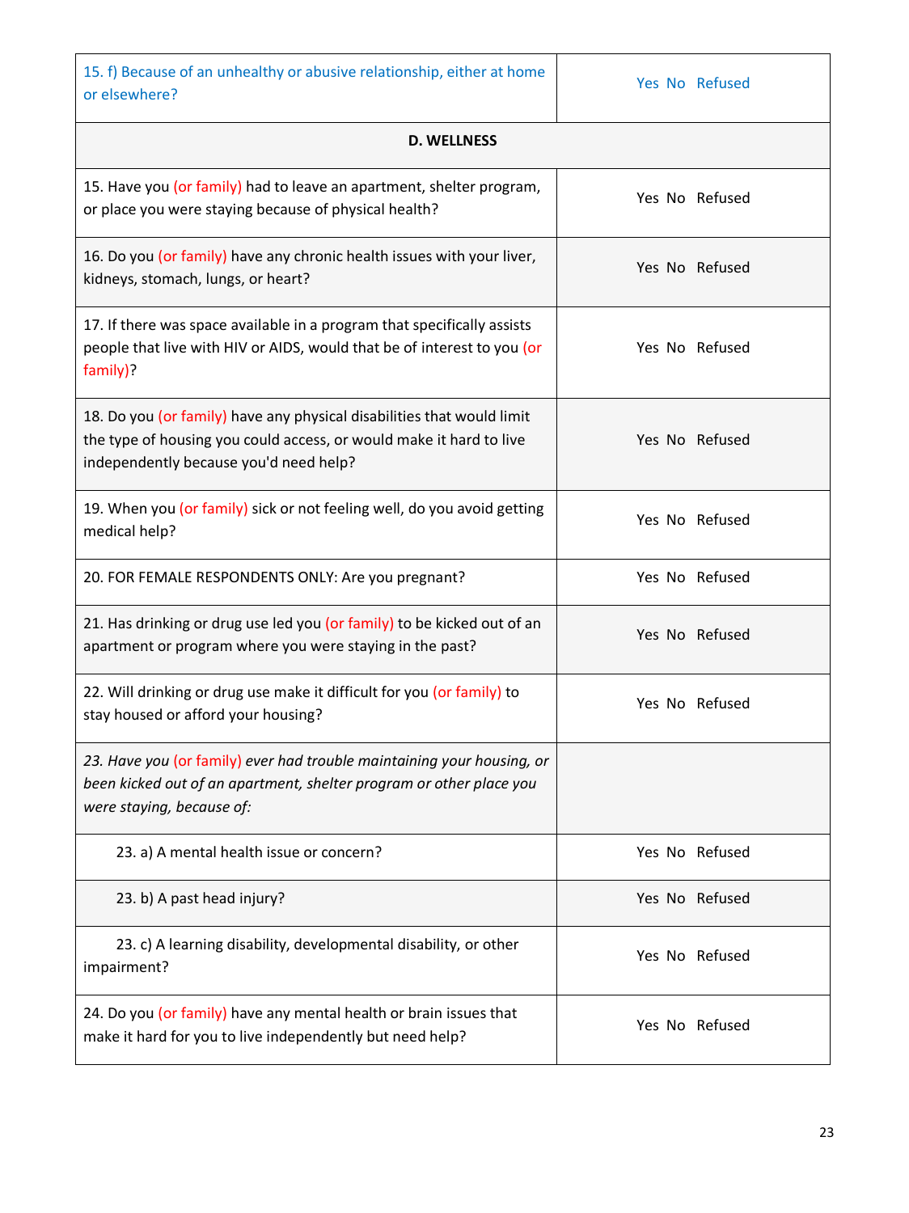| 15. f) Because of an unhealthy or abusive relationship, either at home or elsewhere? | Yes No Refused |
|---|---|
| **D. WELLNESS** | |
| 15. Have you (or family) had to leave an apartment, shelter program, or place you were staying because of physical health? | Yes No Refused |
| 16. Do you (or family) have any chronic health issues with your liver, kidneys, stomach, lungs, or heart? | Yes No Refused |
| 17. If there was space available in a program that specifically assists people that live with HIV or AIDS, would that be of interest to you (or family)? | Yes No Refused |
| 18. Do you (or family) have any physical disabilities that would limit the type of housing you could access, or would make it hard to live independently because you'd need help? | Yes No Refused |
| 19. When you (or family) sick or not feeling well, do you avoid getting medical help? | Yes No Refused |
| 20. FOR FEMALE RESPONDENTS ONLY: Are you pregnant? | Yes No Refused |
| 21. Has drinking or drug use led you (or family) to be kicked out of an apartment or program where you were staying in the past? | Yes No Refused |
| 22. Will drinking or drug use make it difficult for you (or family) to stay housed or afford your housing? | Yes No Refused |
| *23. Have you (or family) ever had trouble maintaining your housing, or been kicked out of an apartment, shelter program or other place you were staying, because of:* | |
| 23. a) A mental health issue or concern? | Yes No Refused |
| 23. b) A past head injury? | Yes No Refused |
| 23. c) A learning disability, developmental disability, or other impairment? | Yes No Refused |
| 24. Do you (or family) have any mental health or brain issues that make it hard for you to live independently but need help? | Yes No Refused |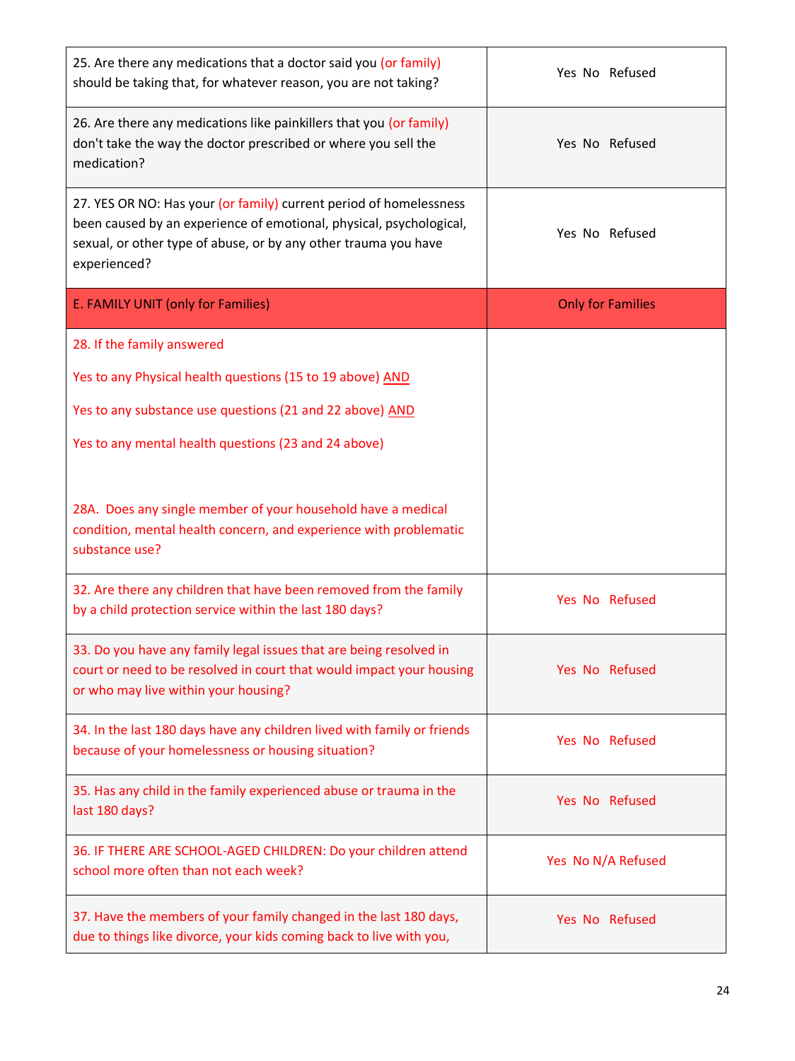| | |
|---|---|
| 25. Are there any medications that a doctor said you (or family) should be taking that, for whatever reason, you are not taking? | Yes No Refused |
| 26. Are there any medications like painkillers that you (or family) don't take the way the doctor prescribed or where you sell the medication? | Yes No Refused |
| 27. YES OR NO: Has your (or family) current period of homelessness been caused by an experience of emotional, physical, psychological, sexual, or other type of abuse, or by any other trauma you have experienced? | Yes No Refused |
| E. FAMILY UNIT (only for Families) | Only for Families |
| 28. If the family answered<br><br>Yes to any Physical health questions (15 to 19 above) AND<br><br>Yes to any substance use questions (21 and 22 above) AND<br><br>Yes to any mental health questions (23 and 24 above)<br><br>28A. Does any single member of your household have a medical condition, mental health concern, and experience with problematic substance use? | |
| 32. Are there any children that have been removed from the family by a child protection service within the last 180 days? | Yes No Refused |
| 33. Do you have any family legal issues that are being resolved in court or need to be resolved in court that would impact your housing or who may live within your housing? | Yes No Refused |
| 34. In the last 180 days have any children lived with family or friends because of your homelessness or housing situation? | Yes No Refused |
| 35. Has any child in the family experienced abuse or trauma in the last 180 days? | Yes No Refused |
| 36. IF THERE ARE SCHOOL-AGED CHILDREN: Do your children attend school more often than not each week? | Yes No N/A Refused |
| 37. Have the members of your family changed in the last 180 days, due to things like divorce, your kids coming back to live with you, | Yes No Refused |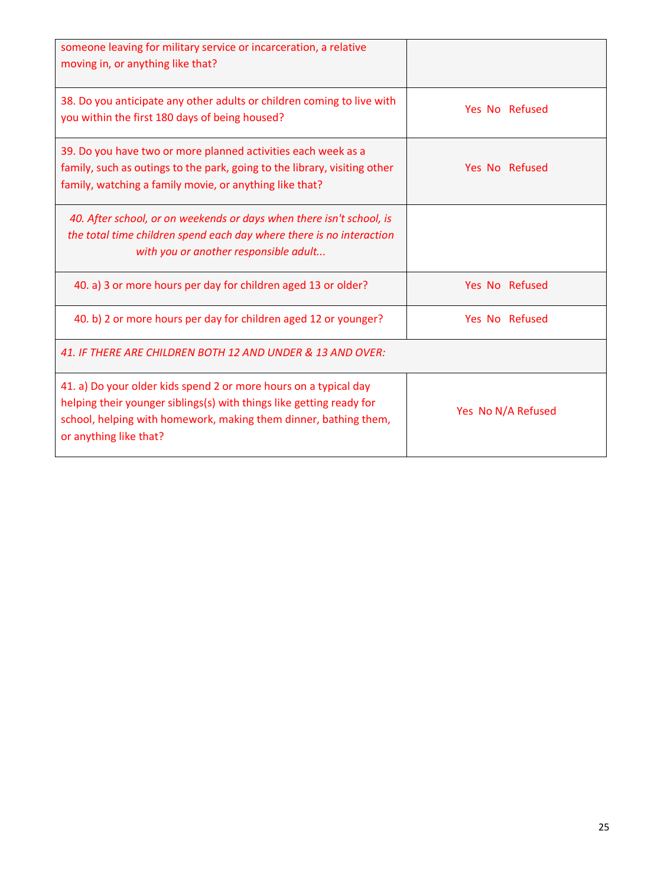| | |
|---|---|
| someone leaving for military service or incarceration, a relative moving in, or anything like that? | |
| 38. Do you anticipate any other adults or children coming to live with you within the first 180 days of being housed? | Yes No Refused |
| 39. Do you have two or more planned activities each week as a family, such as outings to the park, going to the library, visiting other family, watching a family movie, or anything like that? | Yes No Refused |
| *40. After school, or on weekends or days when there isn't school, is the total time children spend each day where there is no interaction with you or another responsible adult...* | |
| 40. a) 3 or more hours per day for children aged 13 or older? | Yes No Refused |
| 40. b) 2 or more hours per day for children aged 12 or younger? | Yes No Refused |
| *41. IF THERE ARE CHILDREN BOTH 12 AND UNDER & 13 AND OVER:* | |
| 41. a) Do your older kids spend 2 or more hours on a typical day helping their younger siblings(s) with things like getting ready for school, helping with homework, making them dinner, bathing them, or anything like that? | Yes No N/A Refused |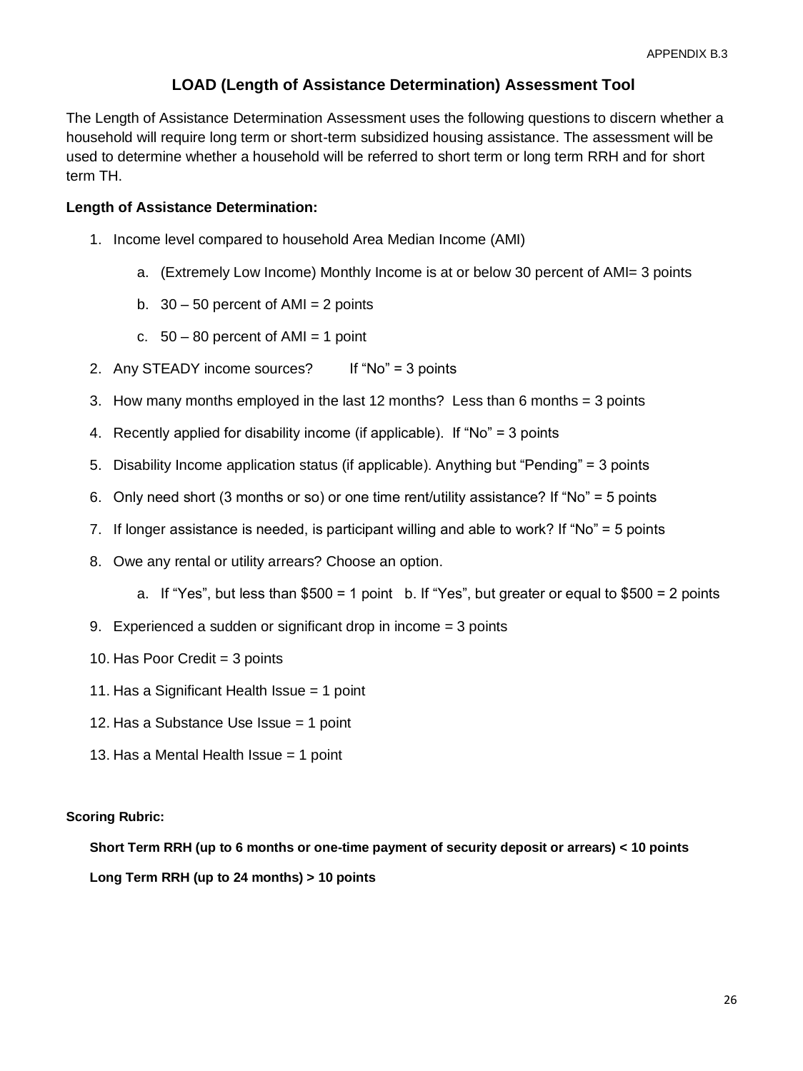APPENDIX B.3

# LOAD (Length of Assistance Determination) Assessment Tool

The Length of Assistance Determination Assessment uses the following questions to discern whether a household will require long term or short-term subsidized housing assistance. The assessment will be used to determine whether a household will be referred to short term or long term RRH and for short term TH.

**Length of Assistance Determination:**

1. Income level compared to household Area Median Income (AMI)
   a. (Extremely Low Income) Monthly Income is at or below 30 percent of AMI= 3 points
   b. 30 – 50 percent of AMI = 2 points
   c. 50 – 80 percent of AMI = 1 point
2. Any STEADY income sources? If "No" = 3 points
3. How many months employed in the last 12 months? Less than 6 months = 3 points
4. Recently applied for disability income (if applicable). If "No" = 3 points
5. Disability Income application status (if applicable). Anything but "Pending" = 3 points
6. Only need short (3 months or so) or one time rent/utility assistance? If "No" = 5 points
7. If longer assistance is needed, is participant willing and able to work? If "No" = 5 points
8. Owe any rental or utility arrears? Choose an option.
   a. If "Yes", but less than $500 = 1 point b. If "Yes", but greater or equal to $500 = 2 points
9. Experienced a sudden or significant drop in income = 3 points
10. Has Poor Credit = 3 points
11. Has a Significant Health Issue = 1 point
12. Has a Substance Use Issue = 1 point
13. Has a Mental Health Issue = 1 point

**Scoring Rubric:**

**Short Term RRH (up to 6 months or one-time payment of security deposit or arrears) < 10 points**

**Long Term RRH (up to 24 months) > 10 points**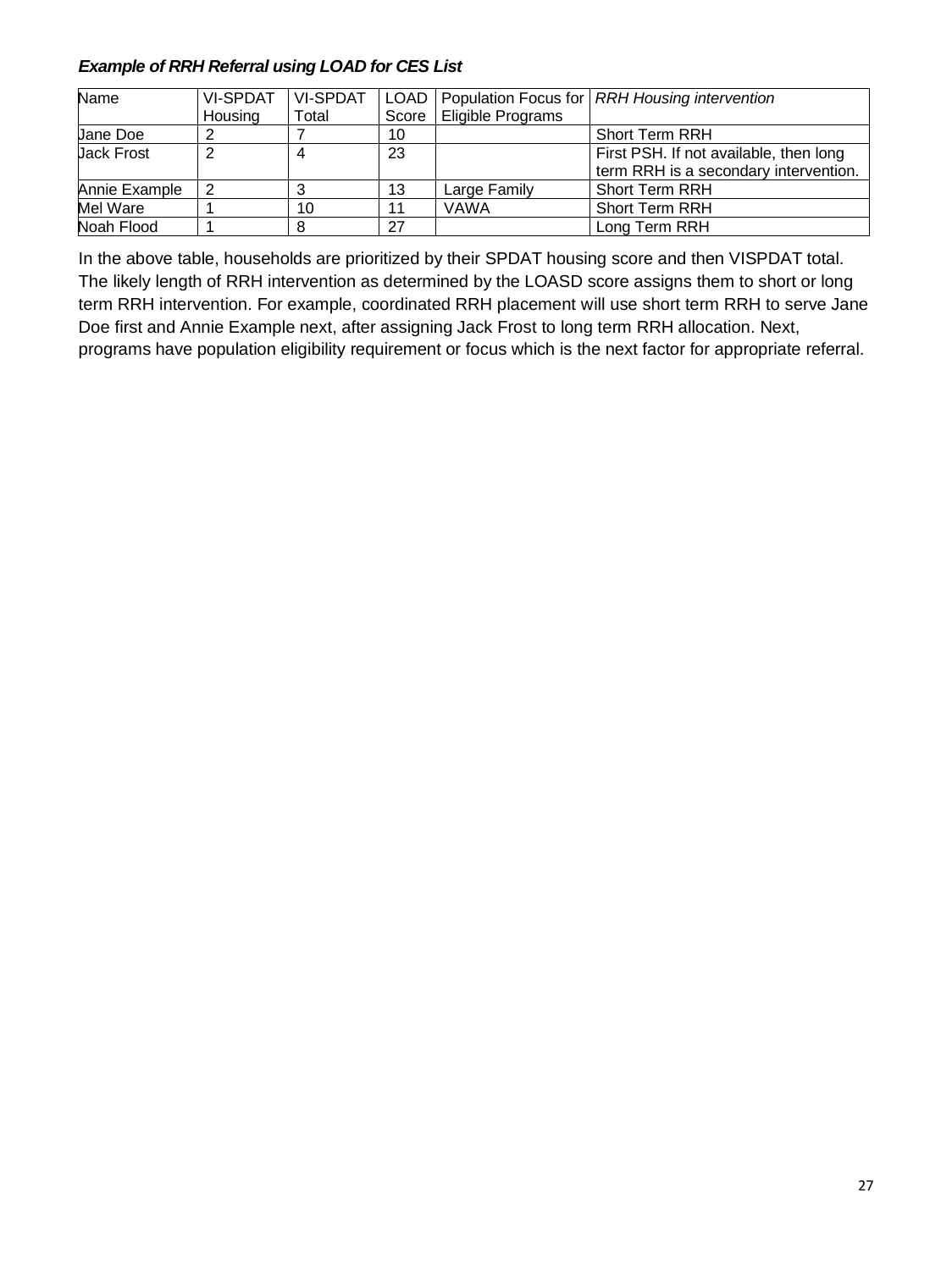***Example of RRH Referral using LOAD for CES List***

| Name | VI-SPDAT Housing | VI-SPDAT Total | LOAD Score | Population Focus for Eligible Programs | *RRH Housing intervention* |
|---|---|---|---|---|---|
| Jane Doe | 2 | 7 | 10 | | Short Term RRH |
| Jack Frost | 2 | 4 | 23 | | First PSH. If not available, then long term RRH is a secondary intervention. |
| Annie Example | 2 | 3 | 13 | Large Family | Short Term RRH |
| Mel Ware | 1 | 10 | 11 | VAWA | Short Term RRH |
| Noah Flood | 1 | 8 | 27 | | Long Term RRH |

In the above table, households are prioritized by their SPDAT housing score and then VISPDAT total. The likely length of RRH intervention as determined by the LOASD score assigns them to short or long term RRH intervention. For example, coordinated RRH placement will use short term RRH to serve Jane Doe first and Annie Example next, after assigning Jack Frost to long term RRH allocation. Next, programs have population eligibility requirement or focus which is the next factor for appropriate referral.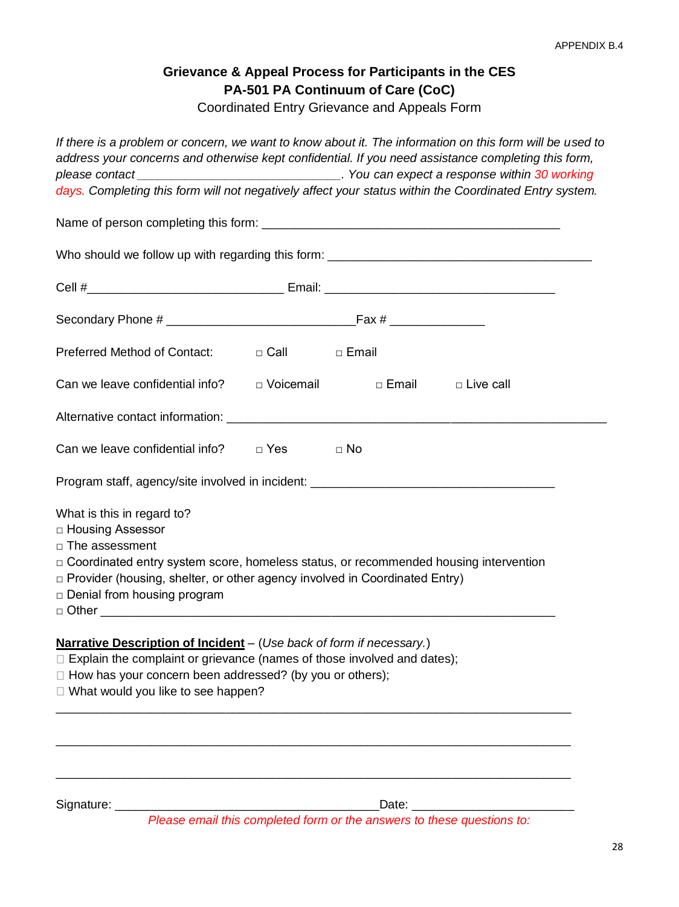APPENDIX B.4

**Grievance & Appeal Process for Participants in the CES**
**PA-501 PA Continuum of Care (CoC)**
Coordinated Entry Grievance and Appeals Form

*If there is a problem or concern, we want to know about it. The information on this form will be used to address your concerns and otherwise kept confidential. If you need assistance completing this form, please contact ______________________________. You can expect a response within 30 working days. Completing this form will not negatively affect your status within the Coordinated Entry system.*

Name of person completing this form: ____________________________________________

Who should we follow up with regarding this form: _______________________________________

Cell #_____________________________ Email: __________________________________

Secondary Phone # ____________________________Fax # ______________

Preferred Method of Contact: □ Call □ Email

Can we leave confidential info? □ Voicemail □ Email □ Live call

Alternative contact information: ___________________________________________________

Can we leave confidential info? □ Yes □ No

Program staff, agency/site involved in incident: ____________________________________

What is this in regard to?
□ Housing Assessor
□ The assessment
□ Coordinated entry system score, homeless status, or recommended housing intervention
□ Provider (housing, shelter, or other agency involved in Coordinated Entry)
□ Denial from housing program
□ Other ____________________________________________________________________

**Narrative Description of Incident** – (*Use back of form if necessary.*)
□ Explain the complaint or grievance (names of those involved and dates);
□ How has your concern been addressed? (by you or others);
□ What would you like to see happen?

_____________________________________________________________________________

_____________________________________________________________________________

_____________________________________________________________________________

Signature: _______________________________________Date: ________________________

*Please email this completed form or the answers to these questions to:*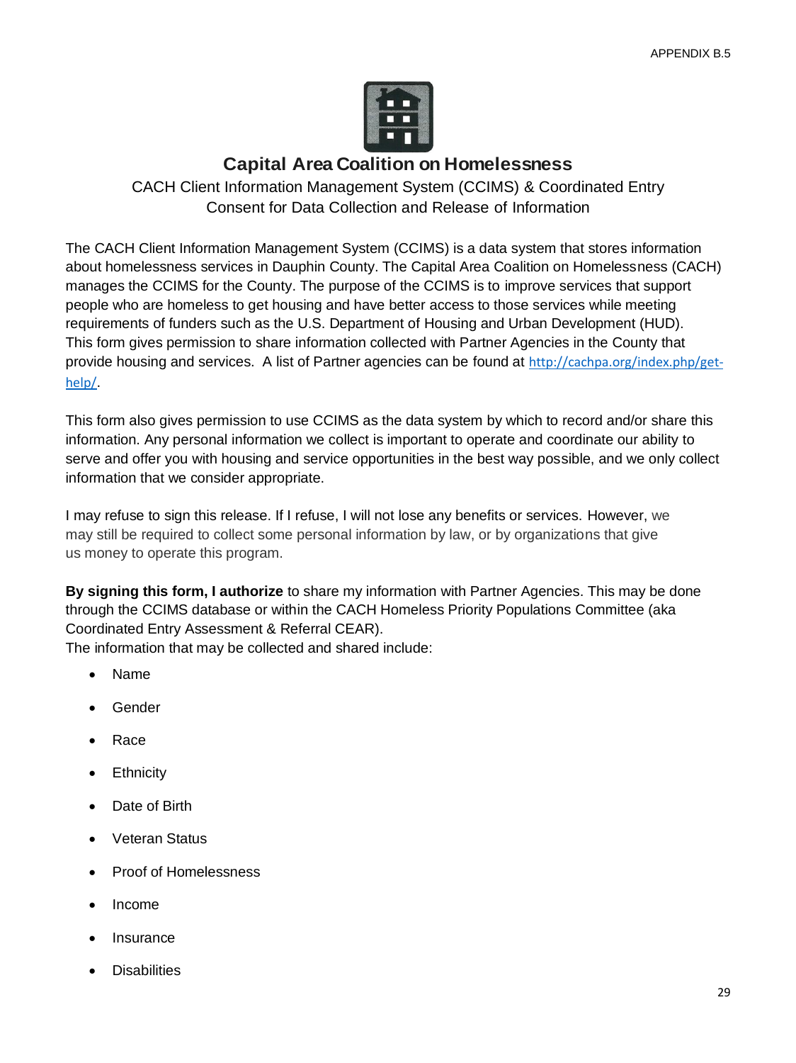APPENDIX B.5

# Capital Area Coalition on Homelessness

CACH Client Information Management System (CCIMS) & Coordinated Entry
Consent for Data Collection and Release of Information

The CACH Client Information Management System (CCIMS) is a data system that stores information about homelessness services in Dauphin County. The Capital Area Coalition on Homelessness (CACH) manages the CCIMS for the County. The purpose of the CCIMS is to improve services that support people who are homeless to get housing and have better access to those services while meeting requirements of funders such as the U.S. Department of Housing and Urban Development (HUD). This form gives permission to share information collected with Partner Agencies in the County that provide housing and services. A list of Partner agencies can be found at http://cachpa.org/index.php/get-help/.

This form also gives permission to use CCIMS as the data system by which to record and/or share this information. Any personal information we collect is important to operate and coordinate our ability to serve and offer you with housing and service opportunities in the best way possible, and we only collect information that we consider appropriate.

I may refuse to sign this release. If I refuse, I will not lose any benefits or services. However, we may still be required to collect some personal information by law, or by organizations that give us money to operate this program.

**By signing this form, I authorize** to share my information with Partner Agencies. This may be done through the CCIMS database or within the CACH Homeless Priority Populations Committee (aka Coordinated Entry Assessment & Referral CEAR).
The information that may be collected and shared include:

- Name
- Gender
- Race
- Ethnicity
- Date of Birth
- Veteran Status
- Proof of Homelessness
- Income
- Insurance
- Disabilities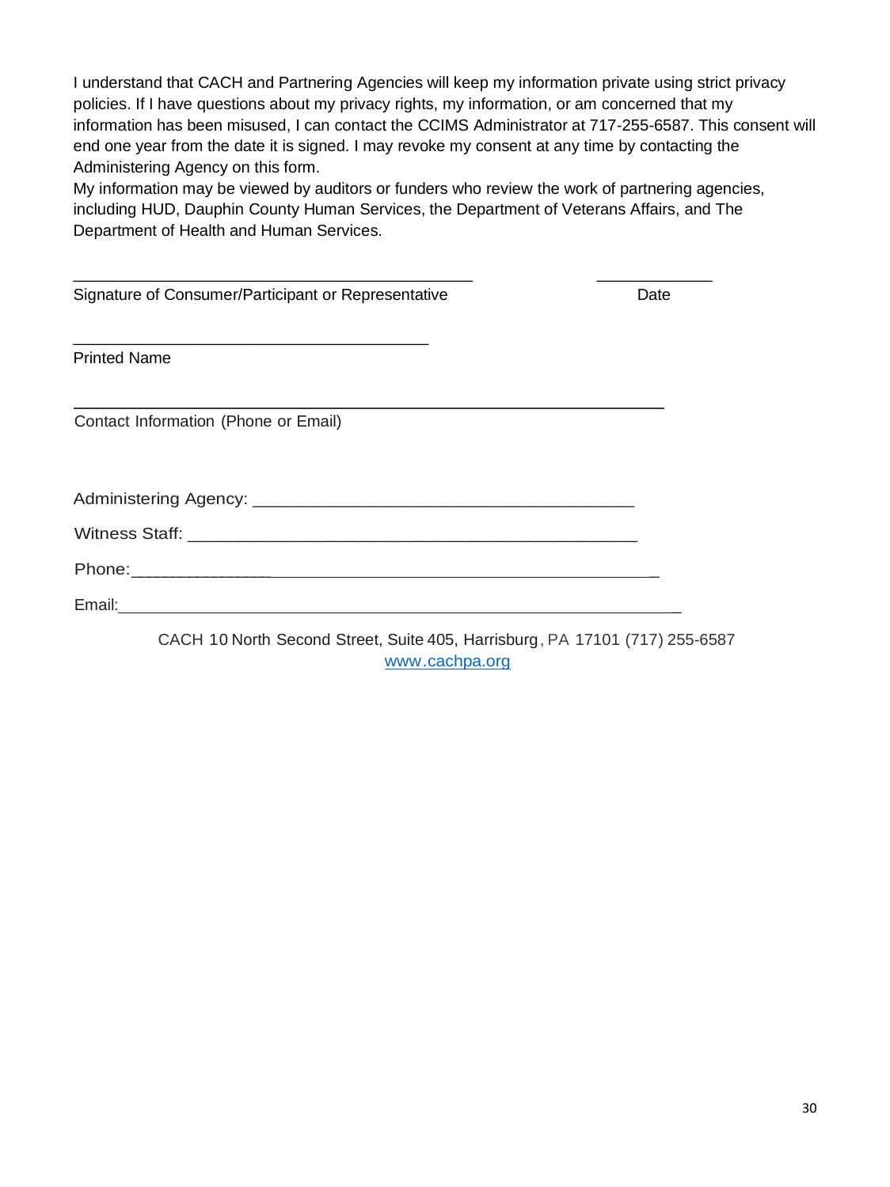I understand that CACH and Partnering Agencies will keep my information private using strict privacy policies. If I have questions about my privacy rights, my information, or am concerned that my information has been misused, I can contact the CCIMS Administrator at 717-255-6587. This consent will end one year from the date it is signed. I may revoke my consent at any time by contacting the Administering Agency on this form.

My information may be viewed by auditors or funders who review the work of partnering agencies, including HUD, Dauphin County Human Services, the Department of Veterans Affairs, and The Department of Health and Human Services.

_____________________________________________ ____________

Signature of Consumer/Participant or Representative Date

________________________________________

Printed Name

__________________________________________________________________

Contact Information (Phone or Email)

Administering Agency: __________________________________________

Witness Staff: ___________________________________________________

Phone:___________________________________________________________

Email:____________________________________________________________

CACH 10 North Second Street, Suite 405, Harrisburg, PA 17101 (717) 255-6587
www.cachpa.org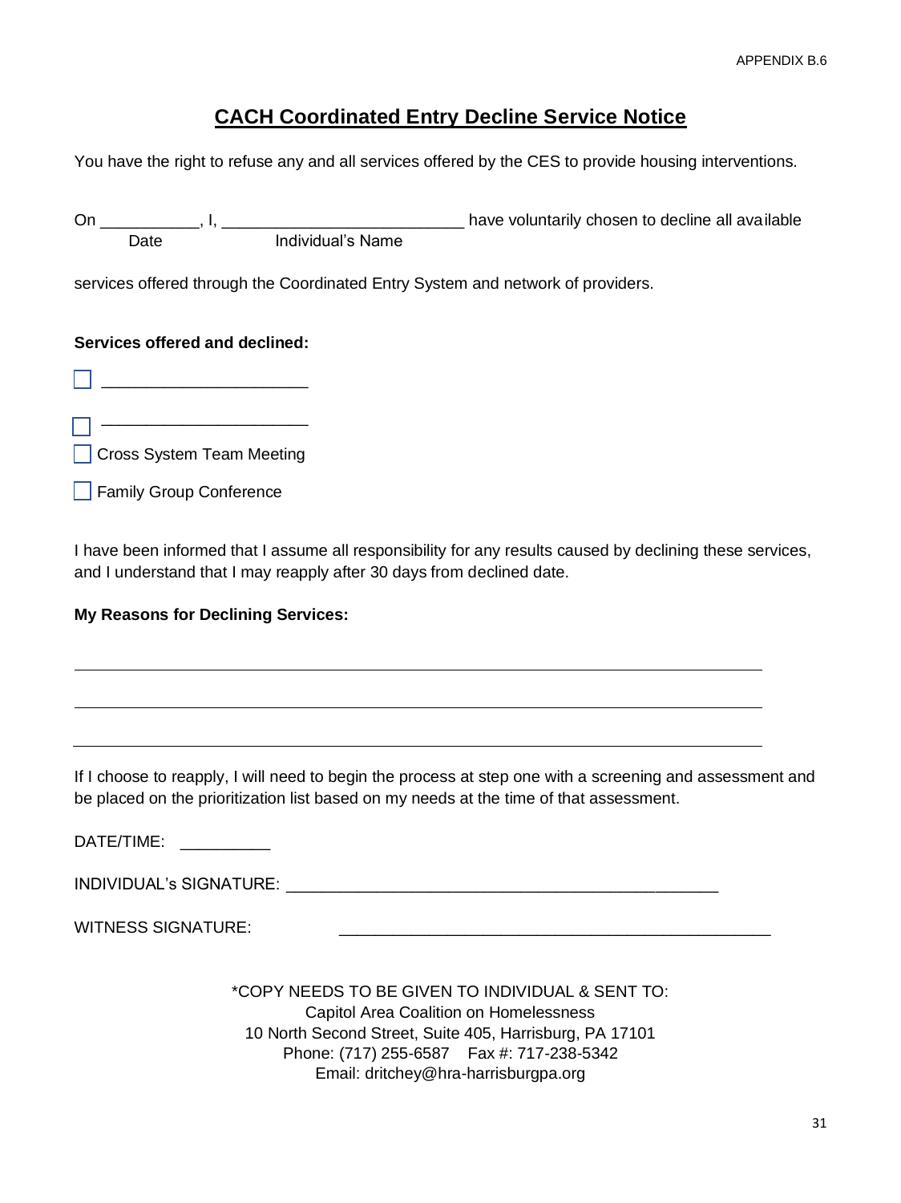APPENDIX B.6

# CACH Coordinated Entry Decline Service Notice

You have the right to refuse any and all services offered by the CES to provide housing interventions.

On ___________, I, ___________________________ have voluntarily chosen to decline all available
Date Individual's Name

services offered through the Coordinated Entry System and network of providers.

**Services offered and declined:**

- [ ] ______________________
- [ ] ______________________
- [ ] Cross System Team Meeting
- [ ] Family Group Conference

I have been informed that I assume all responsibility for any results caused by declining these services, and I understand that I may reapply after 30 days from declined date.

**My Reasons for Declining Services:**

_____________________________________________________________________________

_____________________________________________________________________________

_____________________________________________________________________________

If I choose to reapply, I will need to begin the process at step one with a screening and assessment and be placed on the prioritization list based on my needs at the time of that assessment.

DATE/TIME: __________

INDIVIDUAL's SIGNATURE: _________________________________________________

WITNESS SIGNATURE: _________________________________________________

*COPY NEEDS TO BE GIVEN TO INDIVIDUAL & SENT TO:
Capitol Area Coalition on Homelessness
10 North Second Street, Suite 405, Harrisburg, PA 17101
Phone: (717) 255-6587 Fax #: 717-238-5342
Email: dritchey@hra-harrisburgpa.org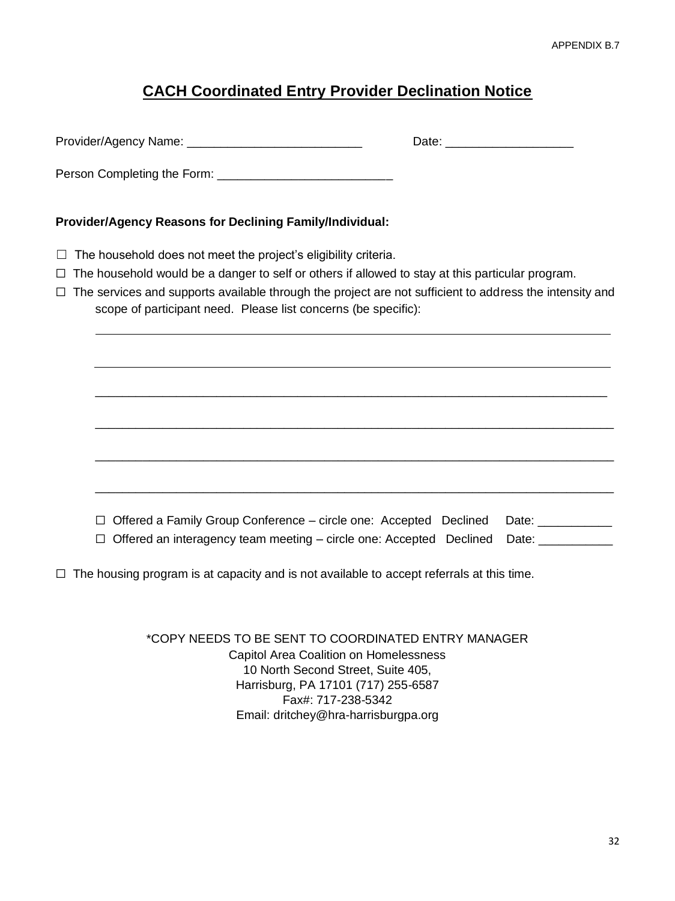APPENDIX B.7

# CACH Coordinated Entry Provider Declination Notice

Provider/Agency Name: __________________________ Date: ___________________

Person Completing the Form: __________________________

**Provider/Agency Reasons for Declining Family/Individual:**

☐ The household does not meet the project's eligibility criteria.

☐ The household would be a danger to self or others if allowed to stay at this particular program.

☐ The services and supports available through the project are not sufficient to address the intensity and scope of participant need. Please list concerns (be specific):

_______________________________________________________________________________

_______________________________________________________________________________

_______________________________________________________________________________

_______________________________________________________________________________

_______________________________________________________________________________

_______________________________________________________________________________

☐ Offered a Family Group Conference – circle one: Accepted Declined Date: ___________

☐ Offered an interagency team meeting – circle one: Accepted Declined Date: ___________

☐ The housing program is at capacity and is not available to accept referrals at this time.

*COPY NEEDS TO BE SENT TO COORDINATED ENTRY MANAGER
Capitol Area Coalition on Homelessness
10 North Second Street, Suite 405,
Harrisburg, PA 17101 (717) 255-6587
Fax#: 717-238-5342
Email: dritchey@hra-harrisburgpa.org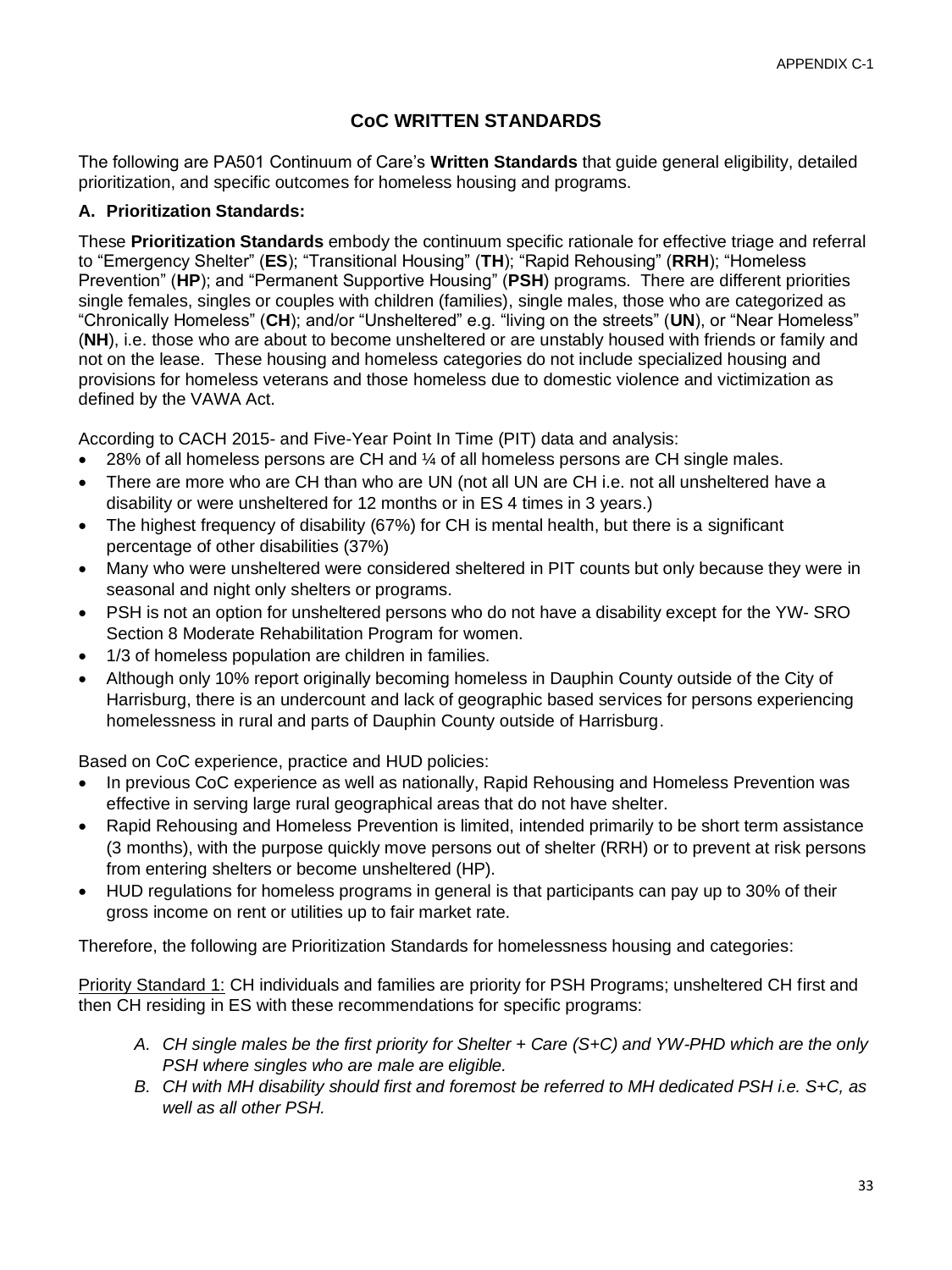APPENDIX C-1

# CoC WRITTEN STANDARDS

The following are PA501 Continuum of Care's **Written Standards** that guide general eligibility, detailed prioritization, and specific outcomes for homeless housing and programs.

## A. Prioritization Standards:

These **Prioritization Standards** embody the continuum specific rationale for effective triage and referral to "Emergency Shelter" (**ES**); "Transitional Housing" (**TH**); "Rapid Rehousing" (**RRH**); "Homeless Prevention" (**HP**); and "Permanent Supportive Housing" (**PSH**) programs. There are different priorities single females, singles or couples with children (families), single males, those who are categorized as "Chronically Homeless" (**CH**); and/or "Unsheltered" e.g. "living on the streets" (**UN**), or "Near Homeless" (**NH**), i.e. those who are about to become unsheltered or are unstably housed with friends or family and not on the lease. These housing and homeless categories do not include specialized housing and provisions for homeless veterans and those homeless due to domestic violence and victimization as defined by the VAWA Act.

According to CACH 2015- and Five-Year Point In Time (PIT) data and analysis:

- 28% of all homeless persons are CH and ¼ of all homeless persons are CH single males.
- There are more who are CH than who are UN (not all UN are CH i.e. not all unsheltered have a disability or were unsheltered for 12 months or in ES 4 times in 3 years.)
- The highest frequency of disability (67%) for CH is mental health, but there is a significant percentage of other disabilities (37%)
- Many who were unsheltered were considered sheltered in PIT counts but only because they were in seasonal and night only shelters or programs.
- PSH is not an option for unsheltered persons who do not have a disability except for the YW- SRO Section 8 Moderate Rehabilitation Program for women.
- 1/3 of homeless population are children in families.
- Although only 10% report originally becoming homeless in Dauphin County outside of the City of Harrisburg, there is an undercount and lack of geographic based services for persons experiencing homelessness in rural and parts of Dauphin County outside of Harrisburg.

Based on CoC experience, practice and HUD policies:

- In previous CoC experience as well as nationally, Rapid Rehousing and Homeless Prevention was effective in serving large rural geographical areas that do not have shelter.
- Rapid Rehousing and Homeless Prevention is limited, intended primarily to be short term assistance (3 months), with the purpose quickly move persons out of shelter (RRH) or to prevent at risk persons from entering shelters or become unsheltered (HP).
- HUD regulations for homeless programs in general is that participants can pay up to 30% of their gross income on rent or utilities up to fair market rate.

Therefore, the following are Prioritization Standards for homelessness housing and categories:

<u>Priority Standard 1:</u> CH individuals and families are priority for PSH Programs; unsheltered CH first and then CH residing in ES with these recommendations for specific programs:

*A. CH single males be the first priority for Shelter + Care (S+C) and YW-PHD which are the only PSH where singles who are male are eligible.*

*B. CH with MH disability should first and foremost be referred to MH dedicated PSH i.e. S+C, as well as all other PSH.*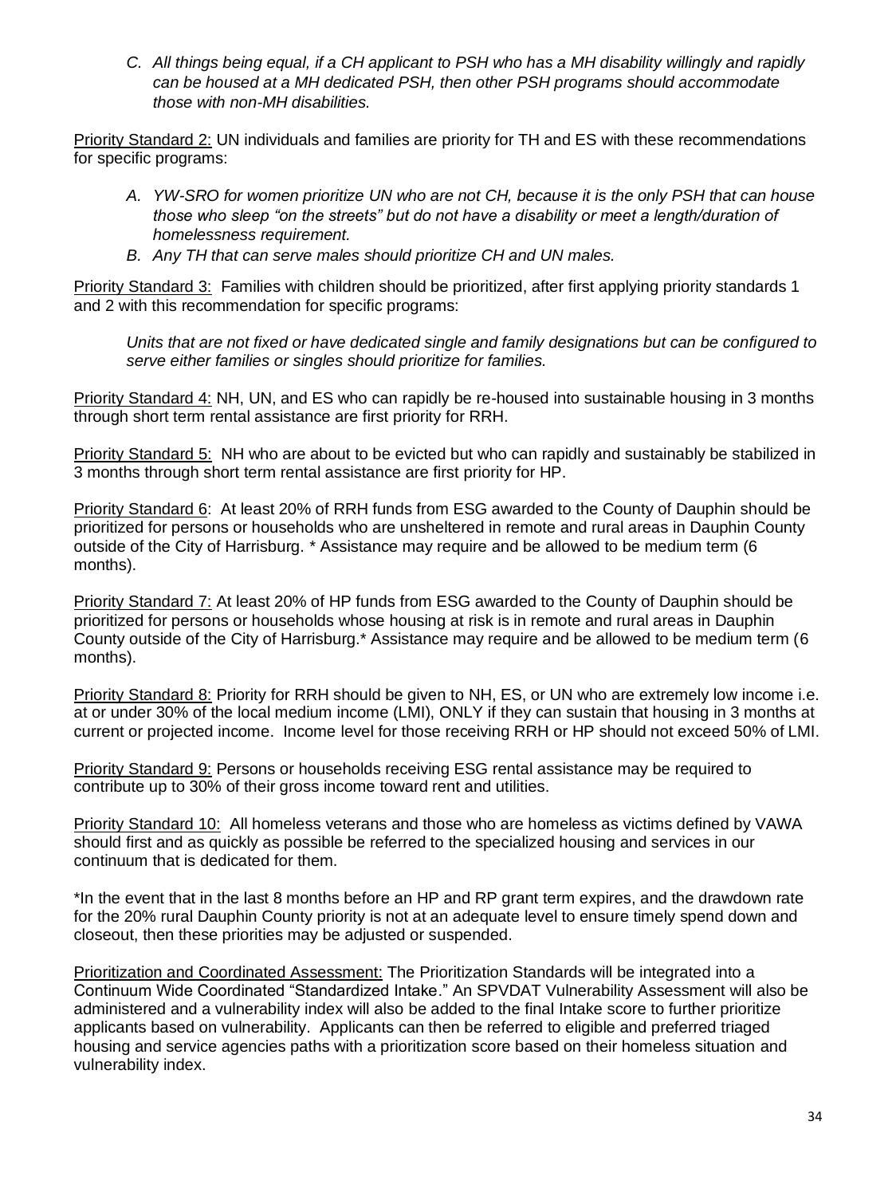*C. All things being equal, if a CH applicant to PSH who has a MH disability willingly and rapidly can be housed at a MH dedicated PSH, then other PSH programs should accommodate those with non-MH disabilities.*

<u>Priority Standard 2:</u> UN individuals and families are priority for TH and ES with these recommendations for specific programs:

*A. YW-SRO for women prioritize UN who are not CH, because it is the only PSH that can house those who sleep "on the streets" but do not have a disability or meet a length/duration of homelessness requirement.*

*B. Any TH that can serve males should prioritize CH and UN males.*

<u>Priority Standard 3:</u> Families with children should be prioritized, after first applying priority standards 1 and 2 with this recommendation for specific programs:

*Units that are not fixed or have dedicated single and family designations but can be configured to serve either families or singles should prioritize for families.*

<u>Priority Standard 4:</u> NH, UN, and ES who can rapidly be re-housed into sustainable housing in 3 months through short term rental assistance are first priority for RRH.

<u>Priority Standard 5:</u> NH who are about to be evicted but who can rapidly and sustainably be stabilized in 3 months through short term rental assistance are first priority for HP.

<u>Priority Standard 6</u>: At least 20% of RRH funds from ESG awarded to the County of Dauphin should be prioritized for persons or households who are unsheltered in remote and rural areas in Dauphin County outside of the City of Harrisburg. * Assistance may require and be allowed to be medium term (6 months).

<u>Priority Standard 7:</u> At least 20% of HP funds from ESG awarded to the County of Dauphin should be prioritized for persons or households whose housing at risk is in remote and rural areas in Dauphin County outside of the City of Harrisburg.* Assistance may require and be allowed to be medium term (6 months).

<u>Priority Standard 8:</u> Priority for RRH should be given to NH, ES, or UN who are extremely low income i.e. at or under 30% of the local medium income (LMI), ONLY if they can sustain that housing in 3 months at current or projected income. Income level for those receiving RRH or HP should not exceed 50% of LMI.

<u>Priority Standard 9:</u> Persons or households receiving ESG rental assistance may be required to contribute up to 30% of their gross income toward rent and utilities.

<u>Priority Standard 10</u>: All homeless veterans and those who are homeless as victims defined by VAWA should first and as quickly as possible be referred to the specialized housing and services in our continuum that is dedicated for them.

*In the event that in the last 8 months before an HP and RP grant term expires, and the drawdown rate for the 20% rural Dauphin County priority is not at an adequate level to ensure timely spend down and closeout, then these priorities may be adjusted or suspended.

<u>Prioritization and Coordinated Assessment:</u> The Prioritization Standards will be integrated into a Continuum Wide Coordinated "Standardized Intake." An SPVDAT Vulnerability Assessment will also be administered and a vulnerability index will also be added to the final Intake score to further prioritize applicants based on vulnerability. Applicants can then be referred to eligible and preferred triaged housing and service agencies paths with a prioritization score based on their homeless situation and vulnerability index.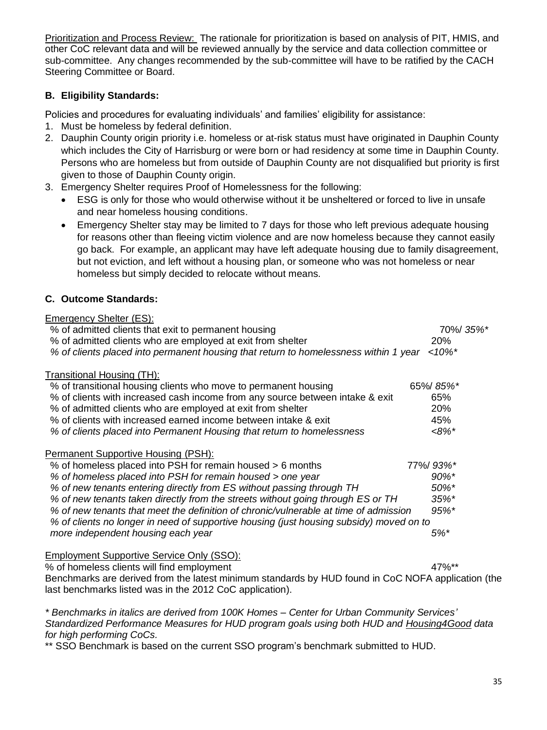<u>Prioritization and Process Review:</u> The rationale for prioritization is based on analysis of PIT, HMIS, and other CoC relevant data and will be reviewed annually by the service and data collection committee or sub-committee. Any changes recommended by the sub-committee will have to be ratified by the CACH Steering Committee or Board.

### B. Eligibility Standards:

Policies and procedures for evaluating individuals' and families' eligibility for assistance:

1. Must be homeless by federal definition.
2. Dauphin County origin priority i.e. homeless or at-risk status must have originated in Dauphin County which includes the City of Harrisburg or were born or had residency at some time in Dauphin County. Persons who are homeless but from outside of Dauphin County are not disqualified but priority is first given to those of Dauphin County origin.
3. Emergency Shelter requires Proof of Homelessness for the following:
   - ESG is only for those who would otherwise without it be unsheltered or forced to live in unsafe and near homeless housing conditions.
   - Emergency Shelter stay may be limited to 7 days for those who left previous adequate housing for reasons other than fleeing victim violence and are now homeless because they cannot easily go back. For example, an applicant may have left adequate housing due to family disagreement, but not eviction, and left without a housing plan, or someone who was not homeless or near homeless but simply decided to relocate without means.

### C. Outcome Standards:

<u>Emergency Shelter (ES):</u>

| Measure | Benchmark |
|---|---|
| % of admitted clients that exit to permanent housing | 70%/ *35%\** |
| % of admitted clients who are employed at exit from shelter | 20% |
| *% of clients placed into permanent housing that return to homelessness within 1 year* | *<10%\** |

<u>Transitional Housing (TH):</u>

| Measure | Benchmark |
|---|---|
| % of transitional housing clients who move to permanent housing | 65%/ *85%\** |
| % of clients with increased cash income from any source between intake & exit | 65% |
| % of admitted clients who are employed at exit from shelter | 20% |
| % of clients with increased earned income between intake & exit | 45% |
| *% of clients placed into Permanent Housing that return to homelessness* | *<8%\** |

<u>Permanent Supportive Housing (PSH):</u>

| Measure | Benchmark |
|---|---|
| % of homeless placed into PSH for remain housed > 6 months | 77%/ *93%\** |
| *% of homeless placed into PSH for remain housed > one year* | *90%\** |
| *% of new tenants entering directly from ES without passing through TH* | *50%\** |
| *% of new tenants taken directly from the streets without going through ES or TH* | *35%\** |
| *% of new tenants that meet the definition of chronic/vulnerable at time of admission* | *95%\** |
| *% of clients no longer in need of supportive housing (just housing subsidy) moved on to more independent housing each year* | *5%\** |

<u>Employment Supportive Service Only (SSO):</u>

| Measure | Benchmark |
|---|---|
| % of homeless clients will find employment | 47%** |

Benchmarks are derived from the latest minimum standards by HUD found in CoC NOFA application (the last benchmarks listed was in the 2012 CoC application).

*\* Benchmarks in italics are derived from 100K Homes – Center for Urban Community Services' Standardized Performance Measures for HUD program goals using both HUD and <u>Housing4Good</u> data for high performing CoCs.*

** SSO Benchmark is based on the current SSO program's benchmark submitted to HUD.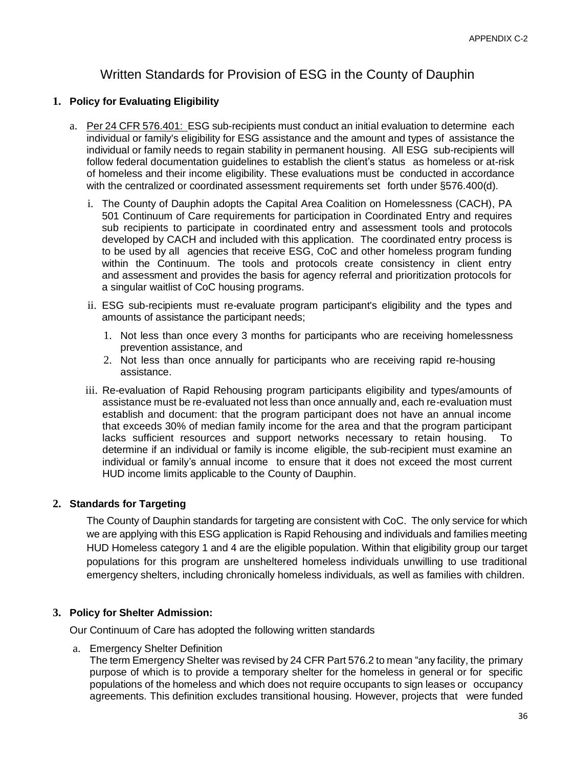APPENDIX C-2

# Written Standards for Provision of ESG in the County of Dauphin

## 1. Policy for Evaluating Eligibility

a. Per 24 CFR 576.401: ESG sub-recipients must conduct an initial evaluation to determine each individual or family's eligibility for ESG assistance and the amount and types of assistance the individual or family needs to regain stability in permanent housing. All ESG sub-recipients will follow federal documentation guidelines to establish the client's status as homeless or at-risk of homeless and their income eligibility. These evaluations must be conducted in accordance with the centralized or coordinated assessment requirements set forth under §576.400(d).

   i. The County of Dauphin adopts the Capital Area Coalition on Homelessness (CACH), PA 501 Continuum of Care requirements for participation in Coordinated Entry and requires sub recipients to participate in coordinated entry and assessment tools and protocols developed by CACH and included with this application. The coordinated entry process is to be used by all agencies that receive ESG, CoC and other homeless program funding within the Continuum. The tools and protocols create consistency in client entry and assessment and provides the basis for agency referral and prioritization protocols for a singular waitlist of CoC housing programs.

   ii. ESG sub-recipients must re-evaluate program participant's eligibility and the types and amounts of assistance the participant needs;

      1. Not less than once every 3 months for participants who are receiving homelessness prevention assistance, and
      2. Not less than once annually for participants who are receiving rapid re-housing assistance.

   iii. Re-evaluation of Rapid Rehousing program participants eligibility and types/amounts of assistance must be re-evaluated not less than once annually and, each re-evaluation must establish and document: that the program participant does not have an annual income that exceeds 30% of median family income for the area and that the program participant lacks sufficient resources and support networks necessary to retain housing. To determine if an individual or family is income eligible, the sub-recipient must examine an individual or family's annual income to ensure that it does not exceed the most current HUD income limits applicable to the County of Dauphin.

## 2. Standards for Targeting

The County of Dauphin standards for targeting are consistent with CoC. The only service for which we are applying with this ESG application is Rapid Rehousing and individuals and families meeting HUD Homeless category 1 and 4 are the eligible population. Within that eligibility group our target populations for this program are unsheltered homeless individuals unwilling to use traditional emergency shelters, including chronically homeless individuals, as well as families with children.

## 3. Policy for Shelter Admission:

Our Continuum of Care has adopted the following written standards

a. Emergency Shelter Definition
The term Emergency Shelter was revised by 24 CFR Part 576.2 to mean "any facility, the primary purpose of which is to provide a temporary shelter for the homeless in general or for specific populations of the homeless and which does not require occupants to sign leases or occupancy agreements. This definition excludes transitional housing. However, projects that were funded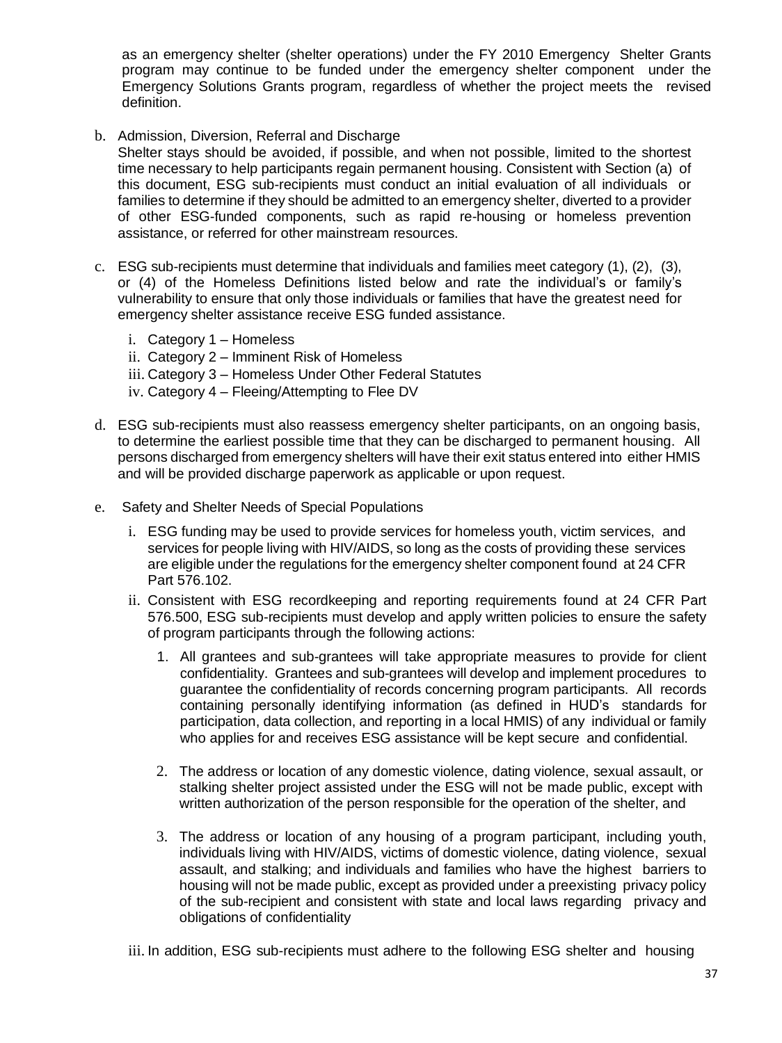as an emergency shelter (shelter operations) under the FY 2010 Emergency Shelter Grants program may continue to be funded under the emergency shelter component under the Emergency Solutions Grants program, regardless of whether the project meets the revised definition.

b. Admission, Diversion, Referral and Discharge
   Shelter stays should be avoided, if possible, and when not possible, limited to the shortest time necessary to help participants regain permanent housing. Consistent with Section (a) of this document, ESG sub-recipients must conduct an initial evaluation of all individuals or families to determine if they should be admitted to an emergency shelter, diverted to a provider of other ESG-funded components, such as rapid re-housing or homeless prevention assistance, or referred for other mainstream resources.

c. ESG sub-recipients must determine that individuals and families meet category (1), (2), (3), or (4) of the Homeless Definitions listed below and rate the individual's or family's vulnerability to ensure that only those individuals or families that have the greatest need for emergency shelter assistance receive ESG funded assistance.

   i. Category 1 – Homeless
   ii. Category 2 – Imminent Risk of Homeless
   iii. Category 3 – Homeless Under Other Federal Statutes
   iv. Category 4 – Fleeing/Attempting to Flee DV

d. ESG sub-recipients must also reassess emergency shelter participants, on an ongoing basis, to determine the earliest possible time that they can be discharged to permanent housing. All persons discharged from emergency shelters will have their exit status entered into either HMIS and will be provided discharge paperwork as applicable or upon request.

e. Safety and Shelter Needs of Special Populations

   i. ESG funding may be used to provide services for homeless youth, victim services, and services for people living with HIV/AIDS, so long as the costs of providing these services are eligible under the regulations for the emergency shelter component found at 24 CFR Part 576.102.

   ii. Consistent with ESG recordkeeping and reporting requirements found at 24 CFR Part 576.500, ESG sub-recipients must develop and apply written policies to ensure the safety of program participants through the following actions:

      1. All grantees and sub-grantees will take appropriate measures to provide for client confidentiality. Grantees and sub-grantees will develop and implement procedures to guarantee the confidentiality of records concerning program participants. All records containing personally identifying information (as defined in HUD's standards for participation, data collection, and reporting in a local HMIS) of any individual or family who applies for and receives ESG assistance will be kept secure and confidential.

      2. The address or location of any domestic violence, dating violence, sexual assault, or stalking shelter project assisted under the ESG will not be made public, except with written authorization of the person responsible for the operation of the shelter, and

      3. The address or location of any housing of a program participant, including youth, individuals living with HIV/AIDS, victims of domestic violence, dating violence, sexual assault, and stalking; and individuals and families who have the highest barriers to housing will not be made public, except as provided under a preexisting privacy policy of the sub-recipient and consistent with state and local laws regarding privacy and obligations of confidentiality

   iii. In addition, ESG sub-recipients must adhere to the following ESG shelter and housing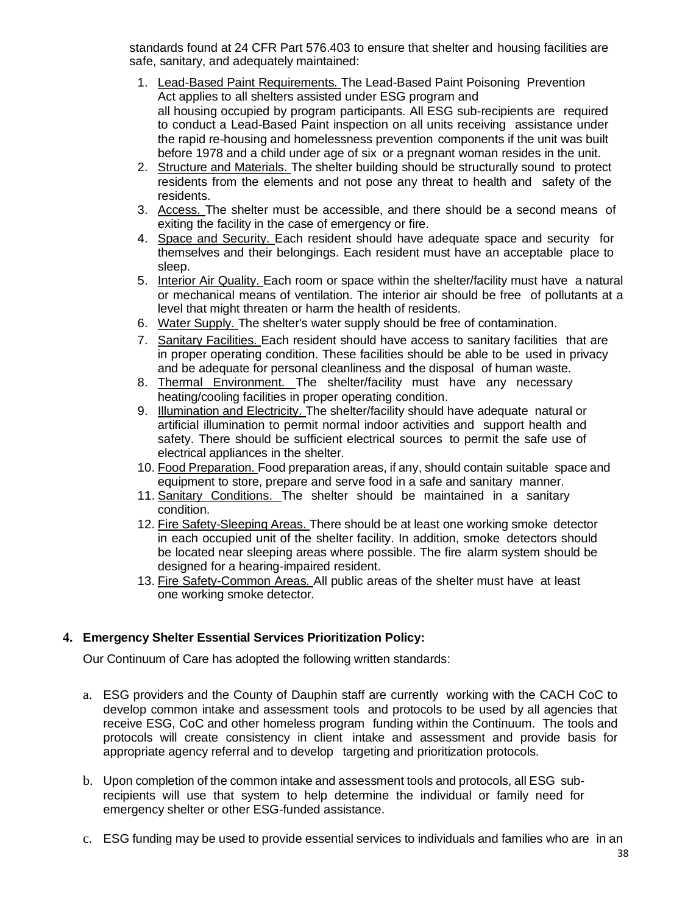standards found at 24 CFR Part 576.403 to ensure that shelter and housing facilities are safe, sanitary, and adequately maintained:

1. Lead-Based Paint Requirements. The Lead-Based Paint Poisoning Prevention Act applies to all shelters assisted under ESG program and all housing occupied by program participants. All ESG sub-recipients are required to conduct a Lead-Based Paint inspection on all units receiving assistance under the rapid re-housing and homelessness prevention components if the unit was built before 1978 and a child under age of six or a pregnant woman resides in the unit.
2. Structure and Materials. The shelter building should be structurally sound to protect residents from the elements and not pose any threat to health and safety of the residents.
3. Access. The shelter must be accessible, and there should be a second means of exiting the facility in the case of emergency or fire.
4. Space and Security. Each resident should have adequate space and security for themselves and their belongings. Each resident must have an acceptable place to sleep.
5. Interior Air Quality. Each room or space within the shelter/facility must have a natural or mechanical means of ventilation. The interior air should be free of pollutants at a level that might threaten or harm the health of residents.
6. Water Supply. The shelter's water supply should be free of contamination.
7. Sanitary Facilities. Each resident should have access to sanitary facilities that are in proper operating condition. These facilities should be able to be used in privacy and be adequate for personal cleanliness and the disposal of human waste.
8. Thermal Environment. The shelter/facility must have any necessary heating/cooling facilities in proper operating condition.
9. Illumination and Electricity. The shelter/facility should have adequate natural or artificial illumination to permit normal indoor activities and support health and safety. There should be sufficient electrical sources to permit the safe use of electrical appliances in the shelter.
10. Food Preparation. Food preparation areas, if any, should contain suitable space and equipment to store, prepare and serve food in a safe and sanitary manner.
11. Sanitary Conditions. The shelter should be maintained in a sanitary condition.
12. Fire Safety-Sleeping Areas. There should be at least one working smoke detector in each occupied unit of the shelter facility. In addition, smoke detectors should be located near sleeping areas where possible. The fire alarm system should be designed for a hearing-impaired resident.
13. Fire Safety-Common Areas. All public areas of the shelter must have at least one working smoke detector.

**4. Emergency Shelter Essential Services Prioritization Policy:**

Our Continuum of Care has adopted the following written standards:

a. ESG providers and the County of Dauphin staff are currently working with the CACH CoC to develop common intake and assessment tools and protocols to be used by all agencies that receive ESG, CoC and other homeless program funding within the Continuum. The tools and protocols will create consistency in client intake and assessment and provide basis for appropriate agency referral and to develop targeting and prioritization protocols.

b. Upon completion of the common intake and assessment tools and protocols, all ESG sub-recipients will use that system to help determine the individual or family need for emergency shelter or other ESG-funded assistance.

c. ESG funding may be used to provide essential services to individuals and families who are in an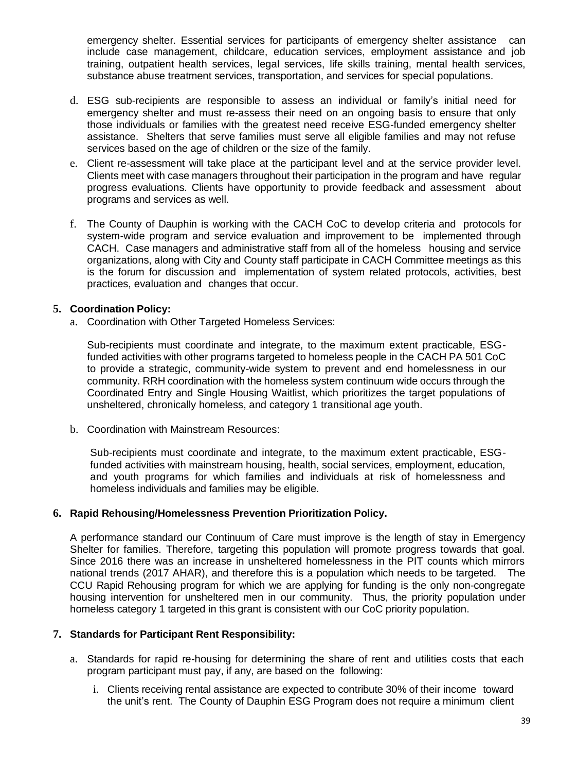emergency shelter. Essential services for participants of emergency shelter assistance can include case management, childcare, education services, employment assistance and job training, outpatient health services, legal services, life skills training, mental health services, substance abuse treatment services, transportation, and services for special populations.

d. ESG sub-recipients are responsible to assess an individual or family's initial need for emergency shelter and must re-assess their need on an ongoing basis to ensure that only those individuals or families with the greatest need receive ESG-funded emergency shelter assistance. Shelters that serve families must serve all eligible families and may not refuse services based on the age of children or the size of the family.

e. Client re-assessment will take place at the participant level and at the service provider level. Clients meet with case managers throughout their participation in the program and have regular progress evaluations. Clients have opportunity to provide feedback and assessment about programs and services as well.

f. The County of Dauphin is working with the CACH CoC to develop criteria and protocols for system-wide program and service evaluation and improvement to be implemented through CACH. Case managers and administrative staff from all of the homeless housing and service organizations, along with City and County staff participate in CACH Committee meetings as this is the forum for discussion and implementation of system related protocols, activities, best practices, evaluation and changes that occur.

**5. Coordination Policy:**

a. Coordination with Other Targeted Homeless Services:

Sub-recipients must coordinate and integrate, to the maximum extent practicable, ESG-funded activities with other programs targeted to homeless people in the CACH PA 501 CoC to provide a strategic, community-wide system to prevent and end homelessness in our community. RRH coordination with the homeless system continuum wide occurs through the Coordinated Entry and Single Housing Waitlist, which prioritizes the target populations of unsheltered, chronically homeless, and category 1 transitional age youth.

b. Coordination with Mainstream Resources:

Sub-recipients must coordinate and integrate, to the maximum extent practicable, ESG-funded activities with mainstream housing, health, social services, employment, education, and youth programs for which families and individuals at risk of homelessness and homeless individuals and families may be eligible.

**6. Rapid Rehousing/Homelessness Prevention Prioritization Policy.**

A performance standard our Continuum of Care must improve is the length of stay in Emergency Shelter for families. Therefore, targeting this population will promote progress towards that goal. Since 2016 there was an increase in unsheltered homelessness in the PIT counts which mirrors national trends (2017 AHAR), and therefore this is a population which needs to be targeted. The CCU Rapid Rehousing program for which we are applying for funding is the only non-congregate housing intervention for unsheltered men in our community. Thus, the priority population under homeless category 1 targeted in this grant is consistent with our CoC priority population.

**7. Standards for Participant Rent Responsibility:**

a. Standards for rapid re-housing for determining the share of rent and utilities costs that each program participant must pay, if any, are based on the following:

   i. Clients receiving rental assistance are expected to contribute 30% of their income toward the unit's rent. The County of Dauphin ESG Program does not require a minimum client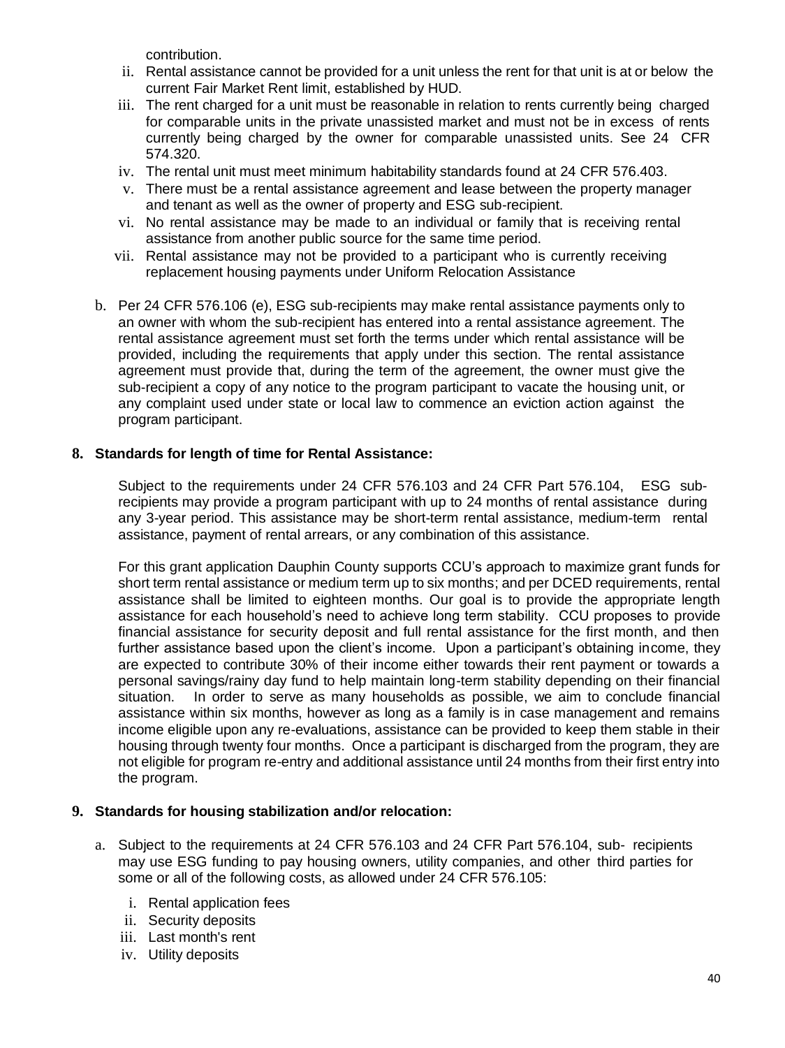contribution.

ii. Rental assistance cannot be provided for a unit unless the rent for that unit is at or below the current Fair Market Rent limit, established by HUD.

iii. The rent charged for a unit must be reasonable in relation to rents currently being charged for comparable units in the private unassisted market and must not be in excess of rents currently being charged by the owner for comparable unassisted units. See 24 CFR 574.320.

iv. The rental unit must meet minimum habitability standards found at 24 CFR 576.403.

v. There must be a rental assistance agreement and lease between the property manager and tenant as well as the owner of property and ESG sub-recipient.

vi. No rental assistance may be made to an individual or family that is receiving rental assistance from another public source for the same time period.

vii. Rental assistance may not be provided to a participant who is currently receiving replacement housing payments under Uniform Relocation Assistance

b. Per 24 CFR 576.106 (e), ESG sub-recipients may make rental assistance payments only to an owner with whom the sub-recipient has entered into a rental assistance agreement. The rental assistance agreement must set forth the terms under which rental assistance will be provided, including the requirements that apply under this section. The rental assistance agreement must provide that, during the term of the agreement, the owner must give the sub-recipient a copy of any notice to the program participant to vacate the housing unit, or any complaint used under state or local law to commence an eviction action against the program participant.

**8. Standards for length of time for Rental Assistance:**

Subject to the requirements under 24 CFR 576.103 and 24 CFR Part 576.104, ESG sub-recipients may provide a program participant with up to 24 months of rental assistance during any 3-year period. This assistance may be short-term rental assistance, medium-term rental assistance, payment of rental arrears, or any combination of this assistance.

For this grant application Dauphin County supports CCU's approach to maximize grant funds for short term rental assistance or medium term up to six months; and per DCED requirements, rental assistance shall be limited to eighteen months. Our goal is to provide the appropriate length assistance for each household's need to achieve long term stability. CCU proposes to provide financial assistance for security deposit and full rental assistance for the first month, and then further assistance based upon the client's income. Upon a participant's obtaining income, they are expected to contribute 30% of their income either towards their rent payment or towards a personal savings/rainy day fund to help maintain long-term stability depending on their financial situation. In order to serve as many households as possible, we aim to conclude financial assistance within six months, however as long as a family is in case management and remains income eligible upon any re-evaluations, assistance can be provided to keep them stable in their housing through twenty four months. Once a participant is discharged from the program, they are not eligible for program re-entry and additional assistance until 24 months from their first entry into the program.

**9. Standards for housing stabilization and/or relocation:**

a. Subject to the requirements at 24 CFR 576.103 and 24 CFR Part 576.104, sub- recipients may use ESG funding to pay housing owners, utility companies, and other third parties for some or all of the following costs, as allowed under 24 CFR 576.105:

i. Rental application fees

ii. Security deposits

iii. Last month's rent

iv. Utility deposits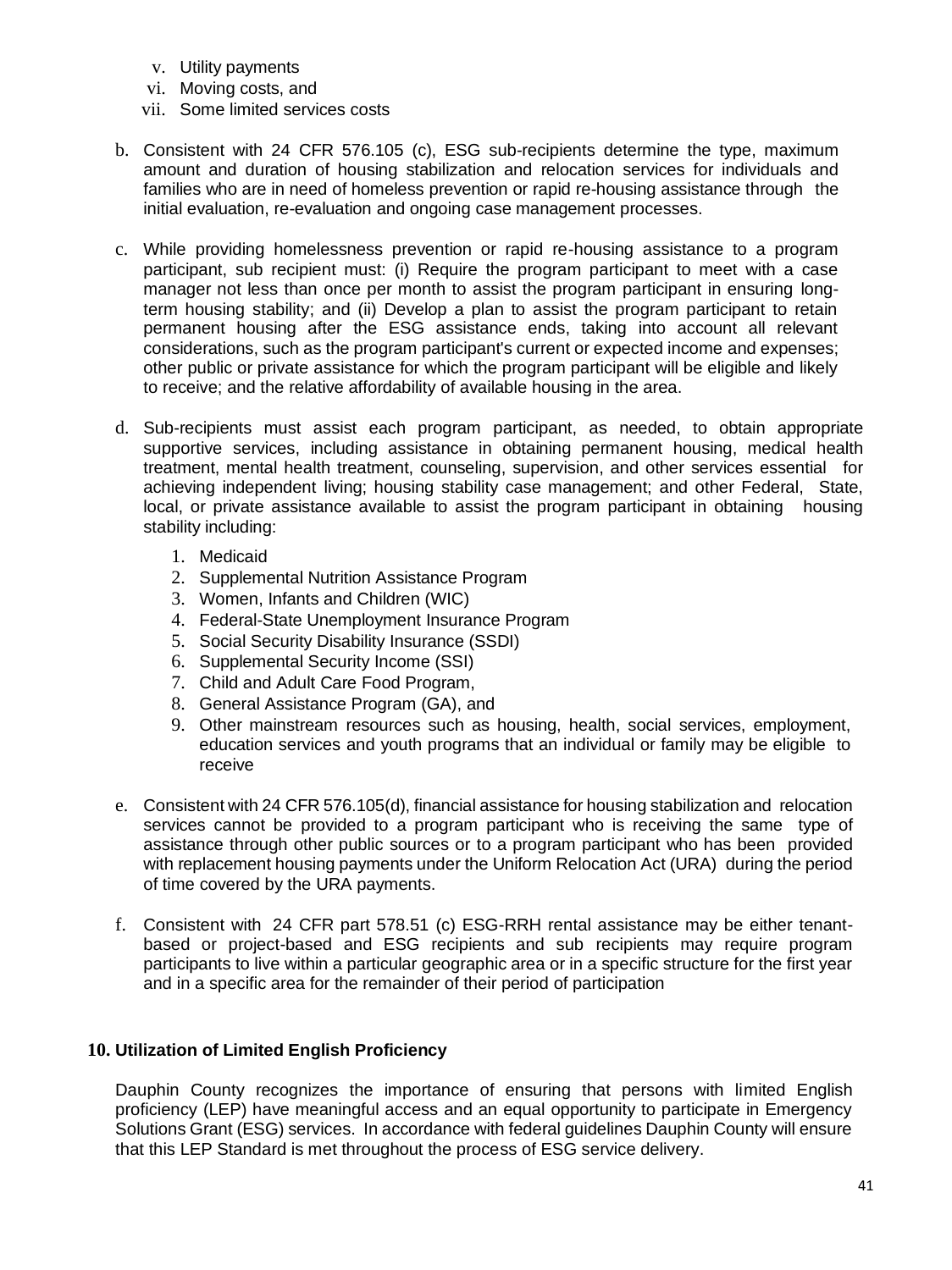v. Utility payments
vi. Moving costs, and
vii. Some limited services costs

b. Consistent with 24 CFR 576.105 (c), ESG sub-recipients determine the type, maximum amount and duration of housing stabilization and relocation services for individuals and families who are in need of homeless prevention or rapid re-housing assistance through the initial evaluation, re-evaluation and ongoing case management processes.

c. While providing homelessness prevention or rapid re-housing assistance to a program participant, sub recipient must: (i) Require the program participant to meet with a case manager not less than once per month to assist the program participant in ensuring long-term housing stability; and (ii) Develop a plan to assist the program participant to retain permanent housing after the ESG assistance ends, taking into account all relevant considerations, such as the program participant's current or expected income and expenses; other public or private assistance for which the program participant will be eligible and likely to receive; and the relative affordability of available housing in the area.

d. Sub-recipients must assist each program participant, as needed, to obtain appropriate supportive services, including assistance in obtaining permanent housing, medical health treatment, mental health treatment, counseling, supervision, and other services essential for achieving independent living; housing stability case management; and other Federal, State, local, or private assistance available to assist the program participant in obtaining housing stability including:

1. Medicaid
2. Supplemental Nutrition Assistance Program
3. Women, Infants and Children (WIC)
4. Federal-State Unemployment Insurance Program
5. Social Security Disability Insurance (SSDI)
6. Supplemental Security Income (SSI)
7. Child and Adult Care Food Program,
8. General Assistance Program (GA), and
9. Other mainstream resources such as housing, health, social services, employment, education services and youth programs that an individual or family may be eligible to receive

e. Consistent with 24 CFR 576.105(d), financial assistance for housing stabilization and relocation services cannot be provided to a program participant who is receiving the same type of assistance through other public sources or to a program participant who has been provided with replacement housing payments under the Uniform Relocation Act (URA) during the period of time covered by the URA payments.

f. Consistent with 24 CFR part 578.51 (c) ESG-RRH rental assistance may be either tenant-based or project-based and ESG recipients and sub recipients may require program participants to live within a particular geographic area or in a specific structure for the first year and in a specific area for the remainder of their period of participation

### 10. Utilization of Limited English Proficiency

Dauphin County recognizes the importance of ensuring that persons with limited English proficiency (LEP) have meaningful access and an equal opportunity to participate in Emergency Solutions Grant (ESG) services. In accordance with federal guidelines Dauphin County will ensure that this LEP Standard is met throughout the process of ESG service delivery.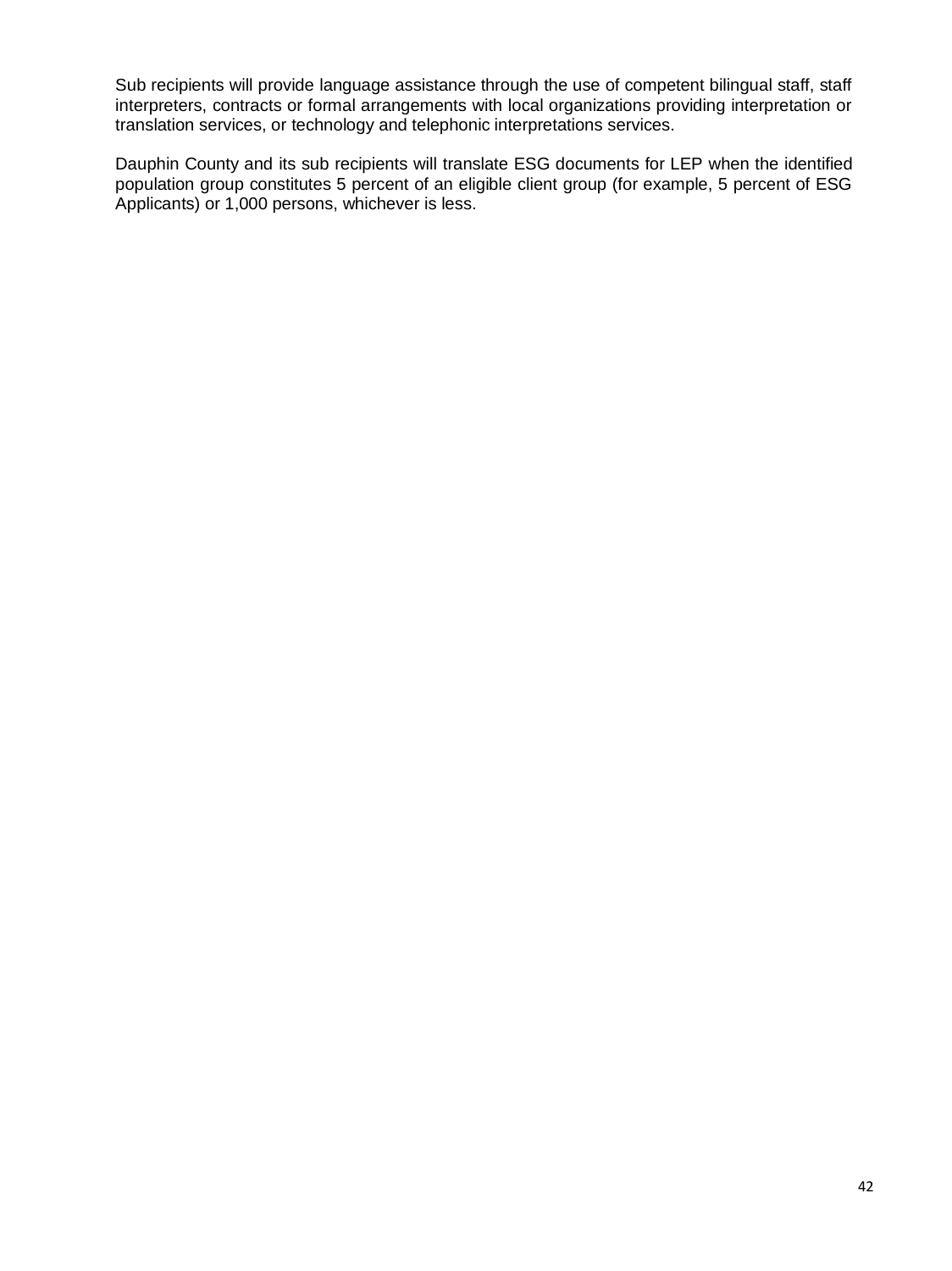Sub recipients will provide language assistance through the use of competent bilingual staff, staff interpreters, contracts or formal arrangements with local organizations providing interpretation or translation services, or technology and telephonic interpretations services.

Dauphin County and its sub recipients will translate ESG documents for LEP when the identified population group constitutes 5 percent of an eligible client group (for example, 5 percent of ESG Applicants) or 1,000 persons, whichever is less.